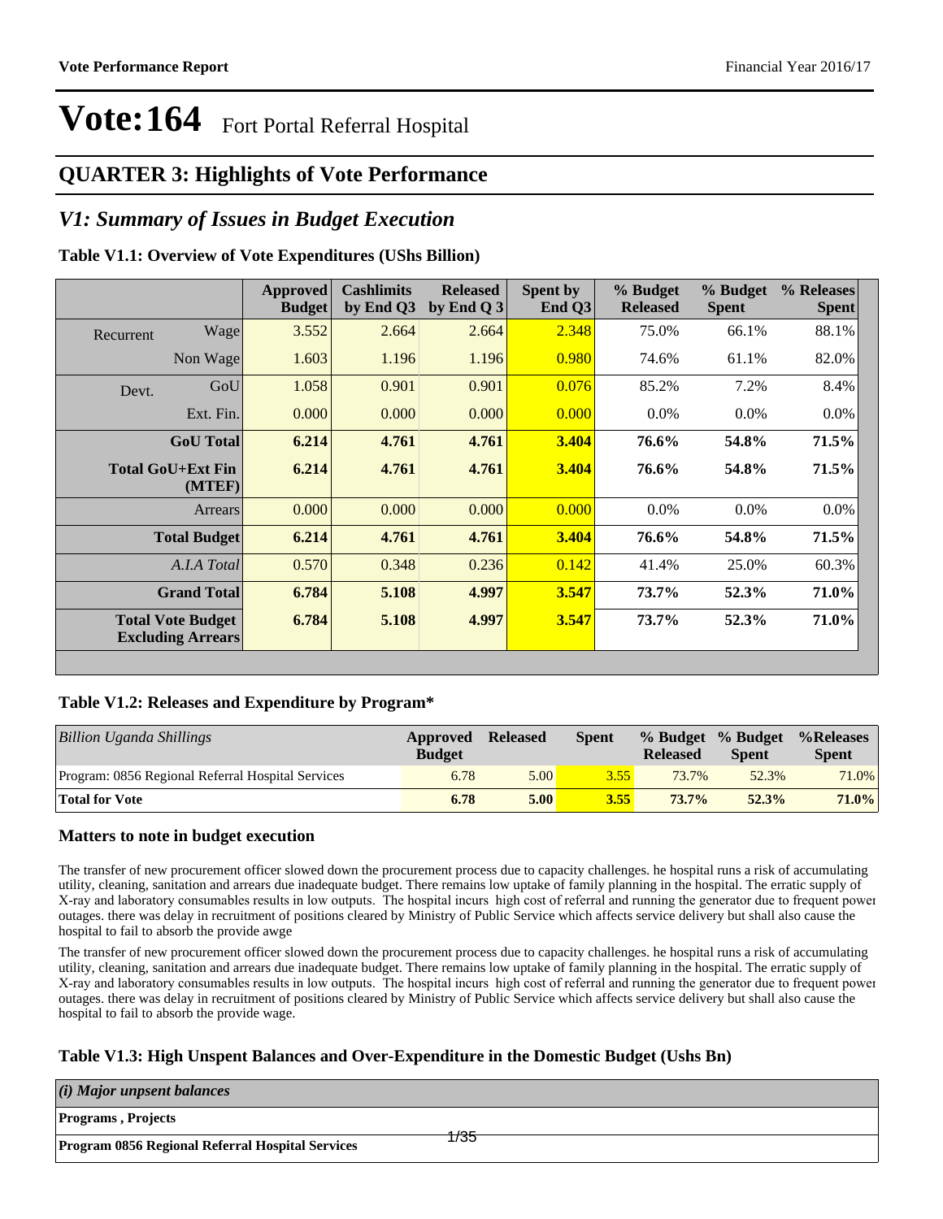**Vote Performance Report** Financial Year 2016/17

# Vote:164 Fort Portal Referral Hospital

## QUARTER 3: Highlights of Vote Performance

## *V1: Summary of Issues in Budget Execution*

**Table V1.1: Overview of Vote Expenditures (UShs Billion)**

| | | Approved Budget | Cashlimits by End Q3 | Released by End Q 3 | Spent by End Q3 | % Budget Released | % Budget Spent | % Releases Spent |
|---|---|---|---|---|---|---|---|---|
| Recurrent | Wage | 3.552 | 2.664 | 2.664 | 2.348 | 75.0% | 66.1% | 88.1% |
| | Non Wage | 1.603 | 1.196 | 1.196 | 0.980 | 74.6% | 61.1% | 82.0% |
| Devt. | GoU | 1.058 | 0.901 | 0.901 | 0.076 | 85.2% | 7.2% | 8.4% |
| | Ext. Fin. | 0.000 | 0.000 | 0.000 | 0.000 | 0.0% | 0.0% | 0.0% |
| | **GoU Total** | **6.214** | **4.761** | **4.761** | **3.404** | **76.6%** | **54.8%** | **71.5%** |
| | **Total GoU+Ext Fin (MTEF)** | **6.214** | **4.761** | **4.761** | **3.404** | **76.6%** | **54.8%** | **71.5%** |
| | Arrears | 0.000 | 0.000 | 0.000 | 0.000 | 0.0% | 0.0% | 0.0% |
| | **Total Budget** | **6.214** | **4.761** | **4.761** | **3.404** | **76.6%** | **54.8%** | **71.5%** |
| | *A.I.A Total* | 0.570 | 0.348 | 0.236 | 0.142 | 41.4% | 25.0% | 60.3% |
| | **Grand Total** | **6.784** | **5.108** | **4.997** | **3.547** | **73.7%** | **52.3%** | **71.0%** |
| | **Total Vote Budget Excluding Arrears** | **6.784** | **5.108** | **4.997** | **3.547** | **73.7%** | **52.3%** | **71.0%** |

**Table V1.2: Releases and Expenditure by Program***

| *Billion Uganda Shillings* | Approved Budget | Released | Spent | % Budget Released | % Budget Spent | %Releases Spent |
|---|---|---|---|---|---|---|
| Program: 0856 Regional Referral Hospital Services | 6.78 | 5.00 | 3.55 | 73.7% | 52.3% | 71.0% |
| **Total for Vote** | **6.78** | **5.00** | **3.55** | **73.7%** | **52.3%** | **71.0%** |

### Matters to note in budget execution

The transfer of new procurement officer slowed down the procurement process due to capacity challenges. he hospital runs a risk of accumulating utility, cleaning, sanitation and arrears due inadequate budget. There remains low uptake of family planning in the hospital. The erratic supply of X-ray and laboratory consumables results in low outputs. The hospital incurs high cost of referral and running the generator due to frequent power outages. there was delay in recruitment of positions cleared by Ministry of Public Service which affects service delivery but shall also cause the hospital to fail to absorb the provide awge

The transfer of new procurement officer slowed down the procurement process due to capacity challenges. he hospital runs a risk of accumulating utility, cleaning, sanitation and arrears due inadequate budget. There remains low uptake of family planning in the hospital. The erratic supply of X-ray and laboratory consumables results in low outputs. The hospital incurs high cost of referral and running the generator due to frequent power outages. there was delay in recruitment of positions cleared by Ministry of Public Service which affects service delivery but shall also cause the hospital to fail to absorb the provide wage.

**Table V1.3: High Unspent Balances and Over-Expenditure in the Domestic Budget (Ushs Bn)**

| *(i) Major unpsent balances* |
|---|
| **Programs , Projects** |
| **Program 0856 Regional Referral Hospital Services** |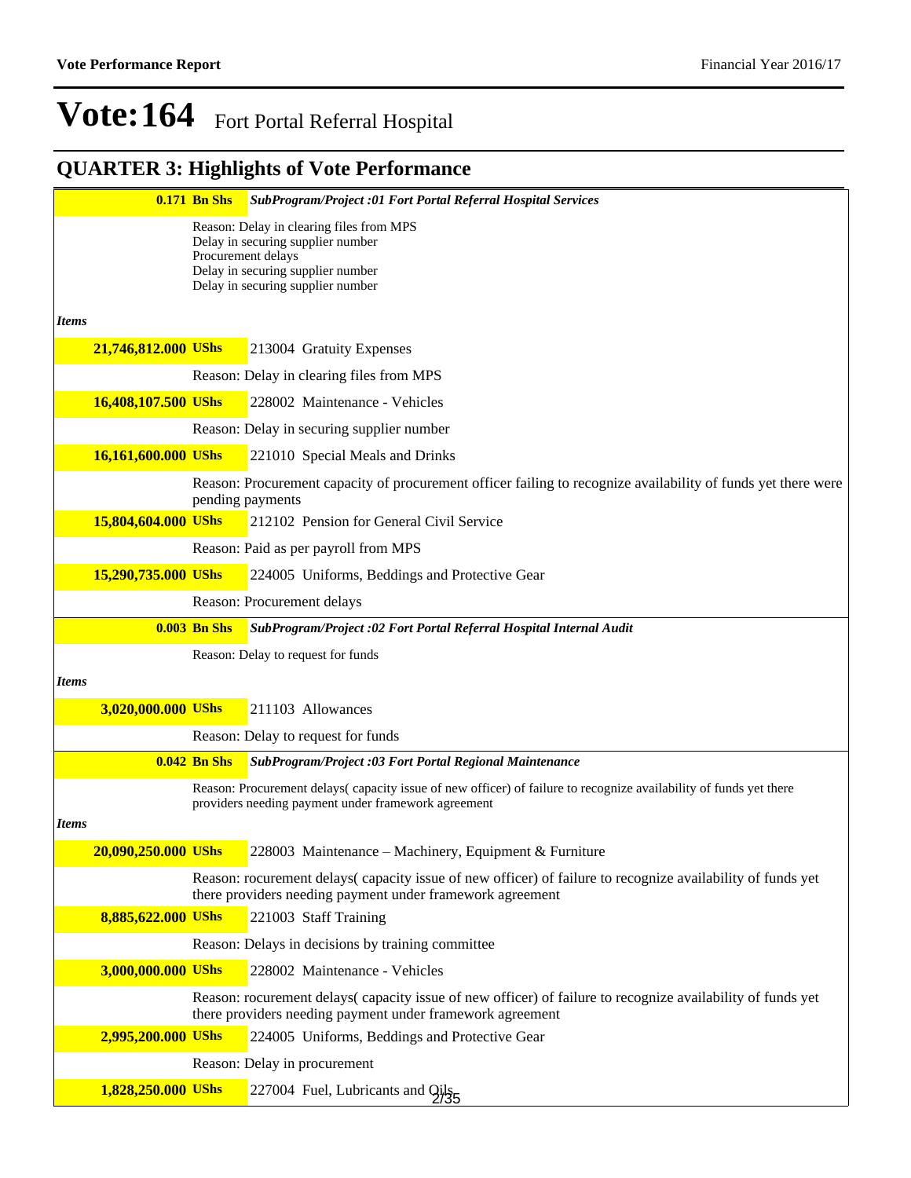# Vote:164 Fort Portal Referral Hospital

## QUARTER 3: Highlights of Vote Performance

| | |
|---|---|
| **0.171 Bn Shs** | ***SubProgram/Project :01 Fort Portal Referral Hospital Services*** |
| | Reason: Delay in clearing files from MPS<br>Delay in securing supplier number<br>Procurement delays<br>Delay in securing supplier number<br>Delay in securing supplier number |
| ***Items*** | |
| **21,746,812.000 UShs** | 213004 Gratuity Expenses |
| | Reason: Delay in clearing files from MPS |
| **16,408,107.500 UShs** | 228002 Maintenance - Vehicles |
| | Reason: Delay in securing supplier number |
| **16,161,600.000 UShs** | 221010 Special Meals and Drinks |
| | Reason: Procurement capacity of procurement officer failing to recognize availability of funds yet there were pending payments |
| **15,804,604.000 UShs** | 212102 Pension for General Civil Service |
| | Reason: Paid as per payroll from MPS |
| **15,290,735.000 UShs** | 224005 Uniforms, Beddings and Protective Gear |
| | Reason: Procurement delays |
| **0.003 Bn Shs** | ***SubProgram/Project :02 Fort Portal Referral Hospital Internal Audit*** |
| | Reason: Delay to request for funds |
| ***Items*** | |
| **3,020,000.000 UShs** | 211103 Allowances |
| | Reason: Delay to request for funds |
| **0.042 Bn Shs** | ***SubProgram/Project :03 Fort Portal Regional Maintenance*** |
| | Reason: Procurement delays( capacity issue of new officer) of failure to recognize availability of funds yet there providers needing payment under framework agreement |
| ***Items*** | |
| **20,090,250.000 UShs** | 228003 Maintenance – Machinery, Equipment & Furniture |
| | Reason: rocurement delays( capacity issue of new officer) of failure to recognize availability of funds yet there providers needing payment under framework agreement |
| **8,885,622.000 UShs** | 221003 Staff Training |
| | Reason: Delays in decisions by training committee |
| **3,000,000.000 UShs** | 228002 Maintenance - Vehicles |
| | Reason: rocurement delays( capacity issue of new officer) of failure to recognize availability of funds yet there providers needing payment under framework agreement |
| **2,995,200.000 UShs** | 224005 Uniforms, Beddings and Protective Gear |
| | Reason: Delay in procurement |
| **1,828,250.000 UShs** | 227004 Fuel, Lubricants and Oils |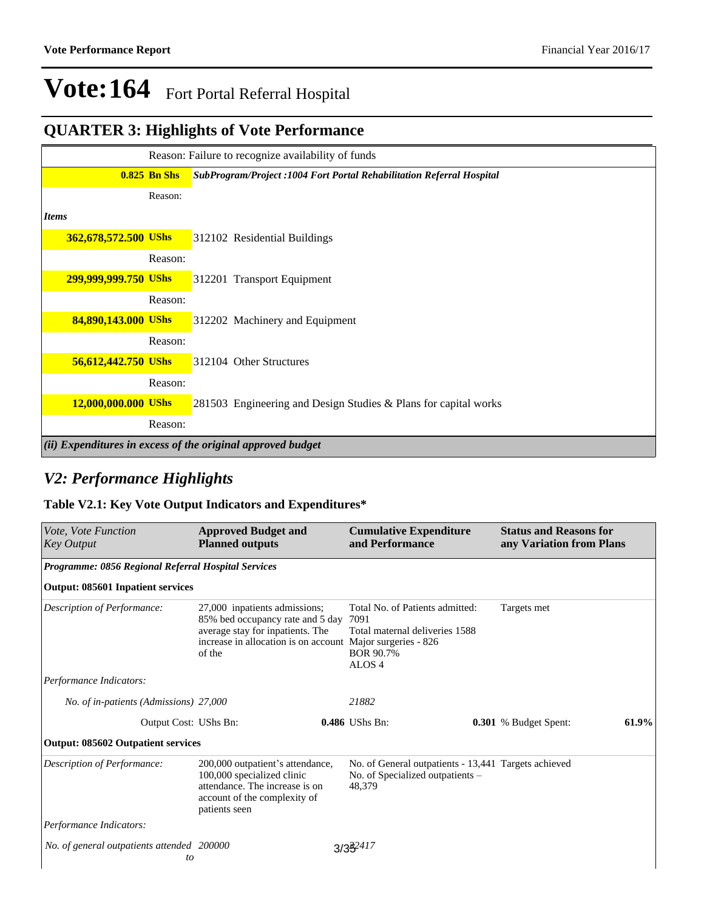# Vote:164 Fort Portal Referral Hospital

## QUARTER 3: Highlights of Vote Performance

| | | |
|---|---|---|
| | Reason: Failure to recognize availability of funds | |
| **0.825 Bn Shs** | ***SubProgram/Project :1004 Fort Portal Rehabilitation Referral Hospital*** | |
| | Reason: | |
| ***Items*** | | |
| **362,678,572.500 UShs** | 312102 Residential Buildings | |
| | Reason: | |
| **299,999,999.750 UShs** | 312201 Transport Equipment | |
| | Reason: | |
| **84,890,143.000 UShs** | 312202 Machinery and Equipment | |
| | Reason: | |
| **56,612,442.750 UShs** | 312104 Other Structures | |
| | Reason: | |
| **12,000,000.000 UShs** | 281503 Engineering and Design Studies & Plans for capital works | |
| | Reason: | |

***(ii) Expenditures in excess of the original approved budget***

## *V2: Performance Highlights*

### Table V2.1: Key Vote Output Indicators and Expenditures*

| *Vote, Vote Function Key Output* | **Approved Budget and Planned outputs** | **Cumulative Expenditure and Performance** | **Status and Reasons for any Variation from Plans** |
|---|---|---|---|
| ***Programme: 0856 Regional Referral Hospital Services*** | | | |
| **Output: 085601 Inpatient services** | | | |
| *Description of Performance:* | 27,000 inpatients admissions; 85% bed occupancy rate and 5 day average stay for inpatients. The increase in allocation is on account of the | Total No. of Patients admitted: 7091<br>Total maternal deliveries 1588<br>Major surgeries - 826<br>BOR 90.7%<br>ALOS 4 | Targets met |
| *Performance Indicators:* | | | |
| *No. of in-patients (Admissions)* | *27,000* | *21882* | |
| Output Cost: UShs Bn: | **0.486** | UShs Bn: **0.301** | % Budget Spent: **61.9%** |
| **Output: 085602 Outpatient services** | | | |
| *Description of Performance:* | 200,000 outpatient's attendance, 100,000 specialized clinic attendance. The increase is on account of the complexity of patients seen | No. of General outpatients - 13,441<br>No. of Specialized outpatients – 48,379 | Targets achieved |
| *Performance Indicators:* | | | |
| *No. of general outpatients attended to* | *200000* | *32417* | |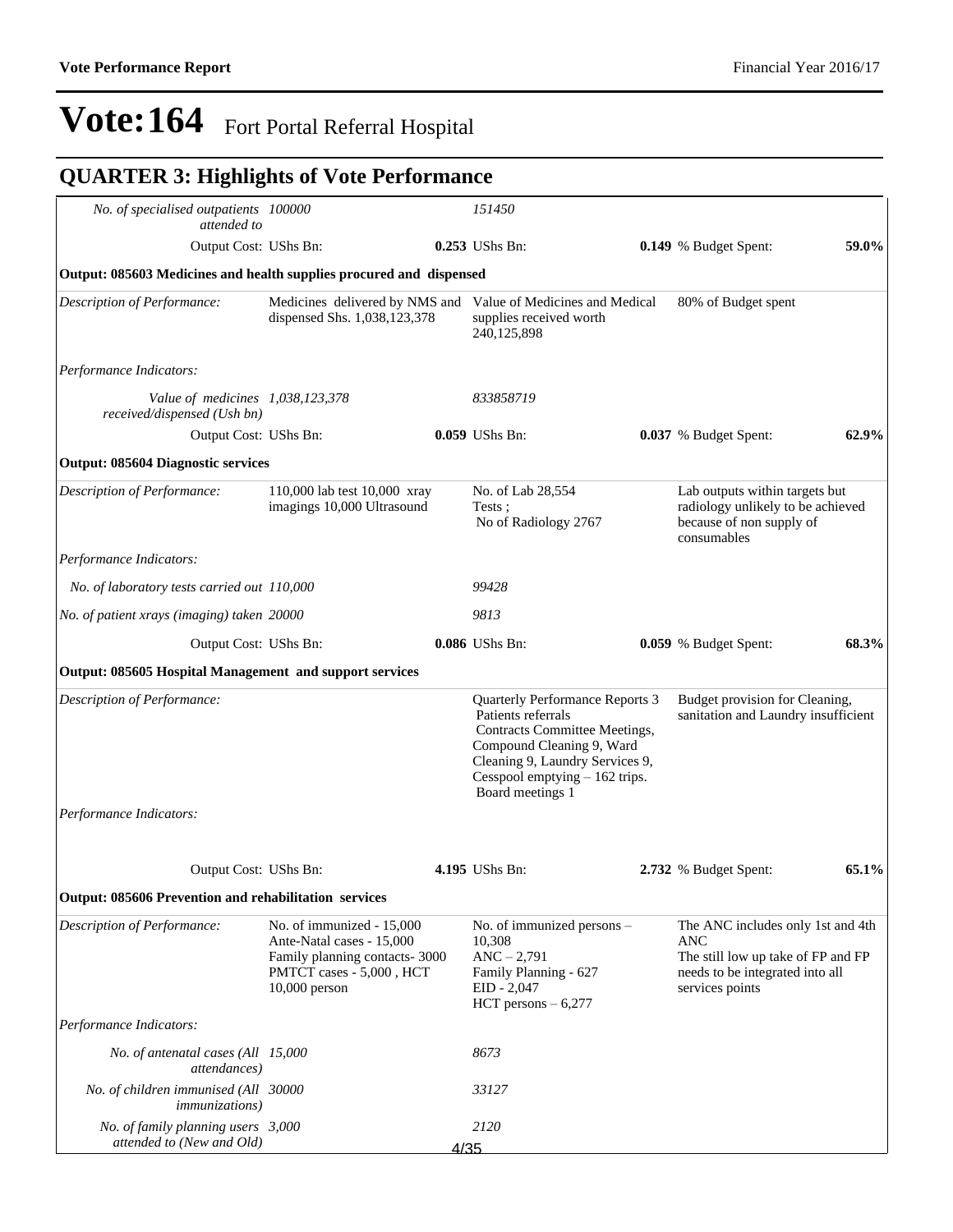# Vote:164 Fort Portal Referral Hospital

## QUARTER 3: Highlights of Vote Performance

| | | | | | |
|---|---|---|---|---|---|
| *No. of specialised outpatients attended to* | *100000* | *151450* | | | |
| Output Cost: UShs Bn: | **0.253** | UShs Bn: | **0.149** | % Budget Spent: | **59.0%** |
| **Output: 085603 Medicines and health supplies procured and dispensed** | | | | | |
| *Description of Performance:* | Medicines delivered by NMS and dispensed Shs. 1,038,123,378 | Value of Medicines and Medical supplies received worth 240,125,898 | 80% of Budget spent | | |
| *Performance Indicators:* | | | | | |
| *Value of medicines received/dispensed (Ush bn)* | *1,038,123,378* | *833858719* | | | |
| Output Cost: UShs Bn: | **0.059** | UShs Bn: | **0.037** | % Budget Spent: | **62.9%** |
| **Output: 085604 Diagnostic services** | | | | | |
| *Description of Performance:* | 110,000 lab test 10,000 xray imagings 10,000 Ultrasound | No. of Lab 28,554 Tests ; No of Radiology 2767 | Lab outputs within targets but radiology unlikely to be achieved because of non supply of consumables | | |
| *Performance Indicators:* | | | | | |
| *No. of laboratory tests carried out* | *110,000* | *99428* | | | |
| *No. of patient xrays (imaging) taken* | *20000* | *9813* | | | |
| Output Cost: UShs Bn: | **0.086** | UShs Bn: | **0.059** | % Budget Spent: | **68.3%** |
| **Output: 085605 Hospital Management and support services** | | | | | |
| *Description of Performance:* | | Quarterly Performance Reports 3 Patients referrals Contracts Committee Meetings, Compound Cleaning 9, Ward Cleaning 9, Laundry Services 9, Cesspool emptying – 162 trips. Board meetings 1 | Budget provision for Cleaning, sanitation and Laundry insufficient | | |
| *Performance Indicators:* | | | | | |
| Output Cost: UShs Bn: | **4.195** | UShs Bn: | **2.732** | % Budget Spent: | **65.1%** |
| **Output: 085606 Prevention and rehabilitation services** | | | | | |
| *Description of Performance:* | No. of immunized - 15,000 Ante-Natal cases - 15,000 Family planning contacts- 3000 PMTCT cases - 5,000 , HCT 10,000 person | No. of immunized persons – 10,308 ANC – 2,791 Family Planning - 627 EID - 2,047 HCT persons – 6,277 | The ANC includes only 1st and 4th ANC The still low up take of FP and FP needs to be integrated into all services points | | |
| *Performance Indicators:* | | | | | |
| *No. of antenatal cases (All attendances)* | *15,000* | *8673* | | | |
| *No. of children immunised (All immunizations)* | *30000* | *33127* | | | |
| *No. of family planning users attended to (New and Old)* | *3,000* | *2120* | | | |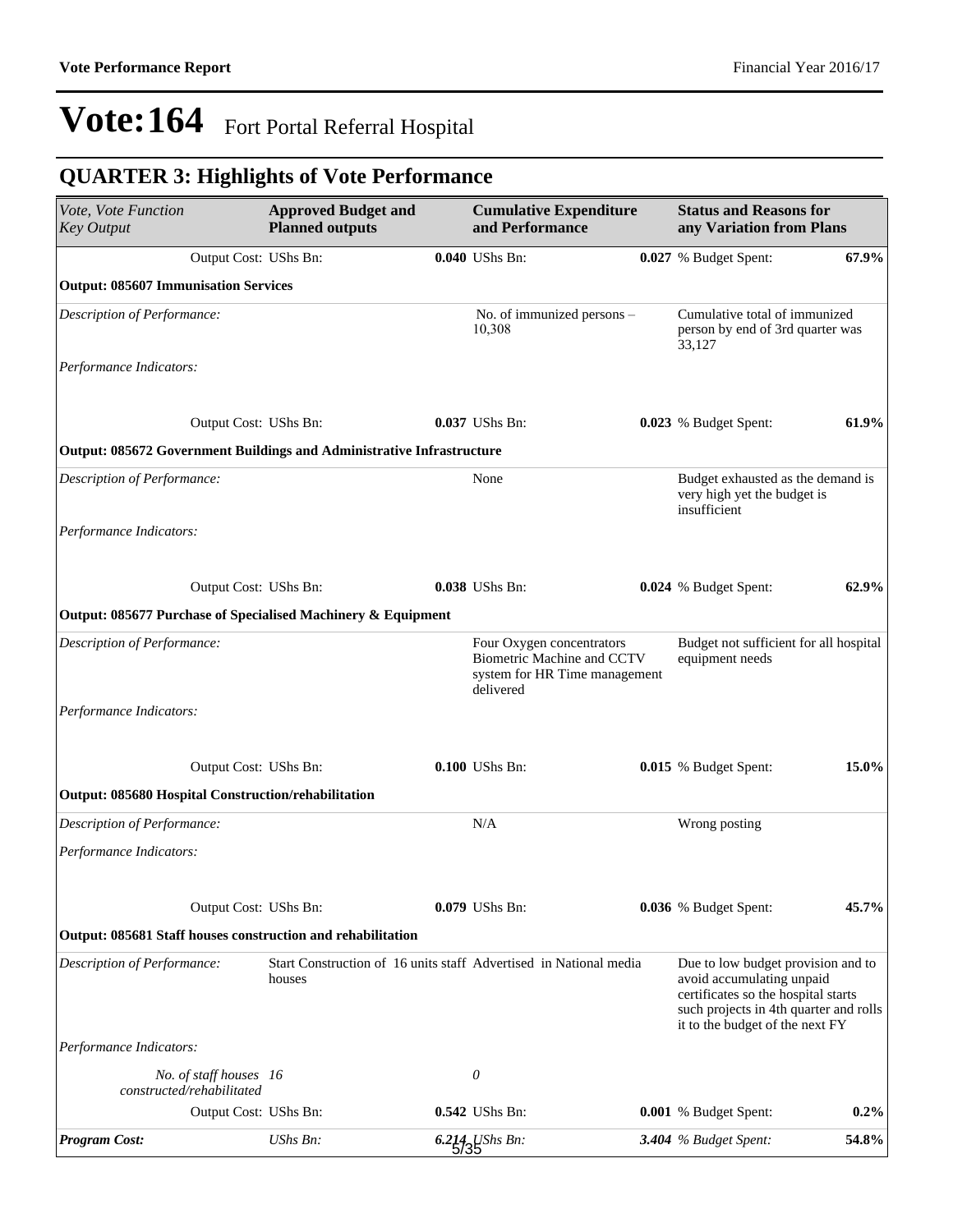# Vote:164 Fort Portal Referral Hospital

## QUARTER 3: Highlights of Vote Performance

| *Vote, Vote Function Key Output* | **Approved Budget and Planned outputs** | **Cumulative Expenditure and Performance** | **Status and Reasons for any Variation from Plans** |
|---|---|---|---|
| Output Cost: UShs Bn: | **0.040** | UShs Bn: **0.027** | % Budget Spent: **67.9%** |
| **Output: 085607 Immunisation Services** | | | |
| *Description of Performance:* | | No. of immunized persons – 10,308 | Cumulative total of immunized person by end of 3rd quarter was 33,127 |
| *Performance Indicators:* | | | |
| Output Cost: UShs Bn: | **0.037** | UShs Bn: **0.023** | % Budget Spent: **61.9%** |
| **Output: 085672 Government Buildings and Administrative Infrastructure** | | | |
| *Description of Performance:* | | None | Budget exhausted as the demand is very high yet the budget is insufficient |
| *Performance Indicators:* | | | |
| Output Cost: UShs Bn: | **0.038** | UShs Bn: **0.024** | % Budget Spent: **62.9%** |
| **Output: 085677 Purchase of Specialised Machinery & Equipment** | | | |
| *Description of Performance:* | | Four Oxygen concentrators Biometric Machine and CCTV system for HR Time management delivered | Budget not sufficient for all hospital equipment needs |
| *Performance Indicators:* | | | |
| Output Cost: UShs Bn: | **0.100** | UShs Bn: **0.015** | % Budget Spent: **15.0%** |
| **Output: 085680 Hospital Construction/rehabilitation** | | | |
| *Description of Performance:* | | N/A | Wrong posting |
| *Performance Indicators:* | | | |
| Output Cost: UShs Bn: | **0.079** | UShs Bn: **0.036** | % Budget Spent: **45.7%** |
| **Output: 085681 Staff houses construction and rehabilitation** | | | |
| *Description of Performance:* | Start Construction of 16 units staff houses | Advertised in National media | Due to low budget provision and to avoid accumulating unpaid certificates so the hospital starts such projects in 4th quarter and rolls it to the budget of the next FY |
| *Performance Indicators:* | | | |
| *No. of staff houses constructed/rehabilitated* | *16* | *0* | |
| Output Cost: UShs Bn: | **0.542** | UShs Bn: **0.001** | % Budget Spent: **0.2%** |
| ***Program Cost:*** | *UShs Bn:* ***6.214*** | *UShs Bn:* ***3.404*** | *% Budget Spent:* ***54.8%*** |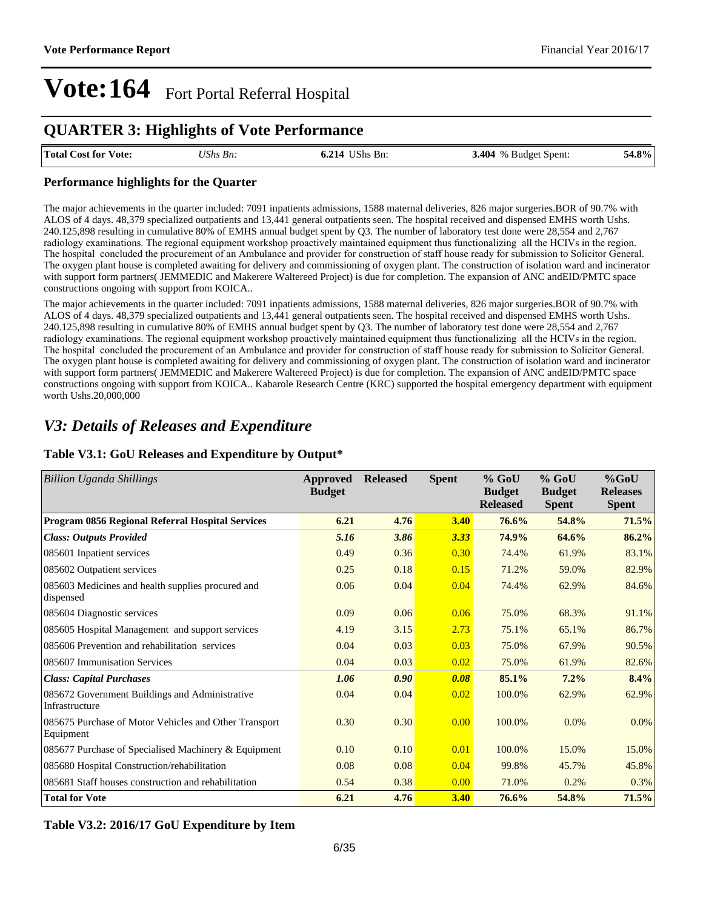# Vote:164 Fort Portal Referral Hospital

## QUARTER 3: Highlights of Vote Performance

| Total Cost for Vote: | UShs Bn: | 6.214 UShs Bn: | 3.404 % Budget Spent: | 54.8% |
|---|---|---|---|---|

### Performance highlights for the Quarter

The major achievements in the quarter included: 7091 inpatients admissions, 1588 maternal deliveries, 826 major surgeries.BOR of 90.7% with ALOS of 4 days. 48,379 specialized outpatients and 13,441 general outpatients seen. The hospital received and dispensed EMHS worth Ushs. 240.125,898 resulting in cumulative 80% of EMHS annual budget spent by Q3. The number of laboratory test done were 28,554 and 2,767 radiology examinations. The regional equipment workshop proactively maintained equipment thus functionalizing all the HCIVs in the region. The hospital concluded the procurement of an Ambulance and provider for construction of staff house ready for submission to Solicitor General. The oxygen plant house is completed awaiting for delivery and commissioning of oxygen plant. The construction of isolation ward and incinerator with support form partners( JEMMEDIC and Makerere Waltereed Project) is due for completion. The expansion of ANC andEID/PMTC space constructions ongoing with support from KOICA..

The major achievements in the quarter included: 7091 inpatients admissions, 1588 maternal deliveries, 826 major surgeries.BOR of 90.7% with ALOS of 4 days. 48,379 specialized outpatients and 13,441 general outpatients seen. The hospital received and dispensed EMHS worth Ushs. 240.125,898 resulting in cumulative 80% of EMHS annual budget spent by Q3. The number of laboratory test done were 28,554 and 2,767 radiology examinations. The regional equipment workshop proactively maintained equipment thus functionalizing all the HCIVs in the region. The hospital concluded the procurement of an Ambulance and provider for construction of staff house ready for submission to Solicitor General. The oxygen plant house is completed awaiting for delivery and commissioning of oxygen plant. The construction of isolation ward and incinerator with support form partners( JEMMEDIC and Makerere Waltereed Project) is due for completion. The expansion of ANC andEID/PMTC space constructions ongoing with support from KOICA.. Kabarole Research Centre (KRC) supported the hospital emergency department with equipment worth Ushs.20,000,000

## *V3: Details of Releases and Expenditure*

### Table V3.1: GoU Releases and Expenditure by Output*

| *Billion Uganda Shillings* | Approved Budget | Released | Spent | % GoU Budget Released | % GoU Budget Spent | %GoU Releases Spent |
|---|---|---|---|---|---|---|
| **Program 0856 Regional Referral Hospital Services** | **6.21** | **4.76** | **3.40** | **76.6%** | **54.8%** | **71.5%** |
| ***Class: Outputs Provided*** | ***5.16*** | ***3.86*** | ***3.33*** | **74.9%** | **64.6%** | **86.2%** |
| 085601 Inpatient services | 0.49 | 0.36 | 0.30 | 74.4% | 61.9% | 83.1% |
| 085602 Outpatient services | 0.25 | 0.18 | 0.15 | 71.2% | 59.0% | 82.9% |
| 085603 Medicines and health supplies procured and dispensed | 0.06 | 0.04 | 0.04 | 74.4% | 62.9% | 84.6% |
| 085604 Diagnostic services | 0.09 | 0.06 | 0.06 | 75.0% | 68.3% | 91.1% |
| 085605 Hospital Management and support services | 4.19 | 3.15 | 2.73 | 75.1% | 65.1% | 86.7% |
| 085606 Prevention and rehabilitation services | 0.04 | 0.03 | 0.03 | 75.0% | 67.9% | 90.5% |
| 085607 Immunisation Services | 0.04 | 0.03 | 0.02 | 75.0% | 61.9% | 82.6% |
| ***Class: Capital Purchases*** | ***1.06*** | ***0.90*** | ***0.08*** | **85.1%** | **7.2%** | **8.4%** |
| 085672 Government Buildings and Administrative Infrastructure | 0.04 | 0.04 | 0.02 | 100.0% | 62.9% | 62.9% |
| 085675 Purchase of Motor Vehicles and Other Transport Equipment | 0.30 | 0.30 | 0.00 | 100.0% | 0.0% | 0.0% |
| 085677 Purchase of Specialised Machinery & Equipment | 0.10 | 0.10 | 0.01 | 100.0% | 15.0% | 15.0% |
| 085680 Hospital Construction/rehabilitation | 0.08 | 0.08 | 0.04 | 99.8% | 45.7% | 45.8% |
| 085681 Staff houses construction and rehabilitation | 0.54 | 0.38 | 0.00 | 71.0% | 0.2% | 0.3% |
| **Total for Vote** | **6.21** | **4.76** | **3.40** | **76.6%** | **54.8%** | **71.5%** |

### Table V3.2: 2016/17 GoU Expenditure by Item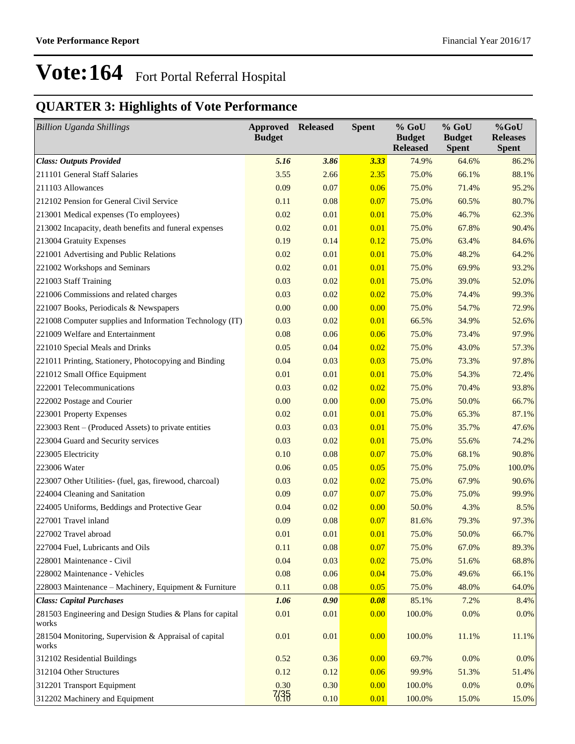# Vote:164 Fort Portal Referral Hospital

## QUARTER 3: Highlights of Vote Performance

| *Billion Uganda Shillings* | Approved Budget | Released | Spent | % GoU Budget Released | % GoU Budget Spent | %GoU Releases Spent |
|---|---|---|---|---|---|---|
| ***Class: Outputs Provided*** | ***5.16*** | ***3.86*** | ***3.33*** | 74.9% | 64.6% | 86.2% |
| 211101 General Staff Salaries | 3.55 | 2.66 | 2.35 | 75.0% | 66.1% | 88.1% |
| 211103 Allowances | 0.09 | 0.07 | 0.06 | 75.0% | 71.4% | 95.2% |
| 212102 Pension for General Civil Service | 0.11 | 0.08 | 0.07 | 75.0% | 60.5% | 80.7% |
| 213001 Medical expenses (To employees) | 0.02 | 0.01 | 0.01 | 75.0% | 46.7% | 62.3% |
| 213002 Incapacity, death benefits and funeral expenses | 0.02 | 0.01 | 0.01 | 75.0% | 67.8% | 90.4% |
| 213004 Gratuity Expenses | 0.19 | 0.14 | 0.12 | 75.0% | 63.4% | 84.6% |
| 221001 Advertising and Public Relations | 0.02 | 0.01 | 0.01 | 75.0% | 48.2% | 64.2% |
| 221002 Workshops and Seminars | 0.02 | 0.01 | 0.01 | 75.0% | 69.9% | 93.2% |
| 221003 Staff Training | 0.03 | 0.02 | 0.01 | 75.0% | 39.0% | 52.0% |
| 221006 Commissions and related charges | 0.03 | 0.02 | 0.02 | 75.0% | 74.4% | 99.3% |
| 221007 Books, Periodicals & Newspapers | 0.00 | 0.00 | 0.00 | 75.0% | 54.7% | 72.9% |
| 221008 Computer supplies and Information Technology (IT) | 0.03 | 0.02 | 0.01 | 66.5% | 34.9% | 52.6% |
| 221009 Welfare and Entertainment | 0.08 | 0.06 | 0.06 | 75.0% | 73.4% | 97.9% |
| 221010 Special Meals and Drinks | 0.05 | 0.04 | 0.02 | 75.0% | 43.0% | 57.3% |
| 221011 Printing, Stationery, Photocopying and Binding | 0.04 | 0.03 | 0.03 | 75.0% | 73.3% | 97.8% |
| 221012 Small Office Equipment | 0.01 | 0.01 | 0.01 | 75.0% | 54.3% | 72.4% |
| 222001 Telecommunications | 0.03 | 0.02 | 0.02 | 75.0% | 70.4% | 93.8% |
| 222002 Postage and Courier | 0.00 | 0.00 | 0.00 | 75.0% | 50.0% | 66.7% |
| 223001 Property Expenses | 0.02 | 0.01 | 0.01 | 75.0% | 65.3% | 87.1% |
| 223003 Rent – (Produced Assets) to private entities | 0.03 | 0.03 | 0.01 | 75.0% | 35.7% | 47.6% |
| 223004 Guard and Security services | 0.03 | 0.02 | 0.01 | 75.0% | 55.6% | 74.2% |
| 223005 Electricity | 0.10 | 0.08 | 0.07 | 75.0% | 68.1% | 90.8% |
| 223006 Water | 0.06 | 0.05 | 0.05 | 75.0% | 75.0% | 100.0% |
| 223007 Other Utilities- (fuel, gas, firewood, charcoal) | 0.03 | 0.02 | 0.02 | 75.0% | 67.9% | 90.6% |
| 224004 Cleaning and Sanitation | 0.09 | 0.07 | 0.07 | 75.0% | 75.0% | 99.9% |
| 224005 Uniforms, Beddings and Protective Gear | 0.04 | 0.02 | 0.00 | 50.0% | 4.3% | 8.5% |
| 227001 Travel inland | 0.09 | 0.08 | 0.07 | 81.6% | 79.3% | 97.3% |
| 227002 Travel abroad | 0.01 | 0.01 | 0.01 | 75.0% | 50.0% | 66.7% |
| 227004 Fuel, Lubricants and Oils | 0.11 | 0.08 | 0.07 | 75.0% | 67.0% | 89.3% |
| 228001 Maintenance - Civil | 0.04 | 0.03 | 0.02 | 75.0% | 51.6% | 68.8% |
| 228002 Maintenance - Vehicles | 0.08 | 0.06 | 0.04 | 75.0% | 49.6% | 66.1% |
| 228003 Maintenance – Machinery, Equipment & Furniture | 0.11 | 0.08 | 0.05 | 75.0% | 48.0% | 64.0% |
| ***Class: Capital Purchases*** | ***1.06*** | ***0.90*** | ***0.08*** | 85.1% | 7.2% | 8.4% |
| 281503 Engineering and Design Studies & Plans for capital works | 0.01 | 0.01 | 0.00 | 100.0% | 0.0% | 0.0% |
| 281504 Monitoring, Supervision & Appraisal of capital works | 0.01 | 0.01 | 0.00 | 100.0% | 11.1% | 11.1% |
| 312102 Residential Buildings | 0.52 | 0.36 | 0.00 | 69.7% | 0.0% | 0.0% |
| 312104 Other Structures | 0.12 | 0.12 | 0.06 | 99.9% | 51.3% | 51.4% |
| 312201 Transport Equipment | 0.30 | 0.30 | 0.00 | 100.0% | 0.0% | 0.0% |
| 312202 Machinery and Equipment | 0.10 | 0.10 | 0.01 | 100.0% | 15.0% | 15.0% |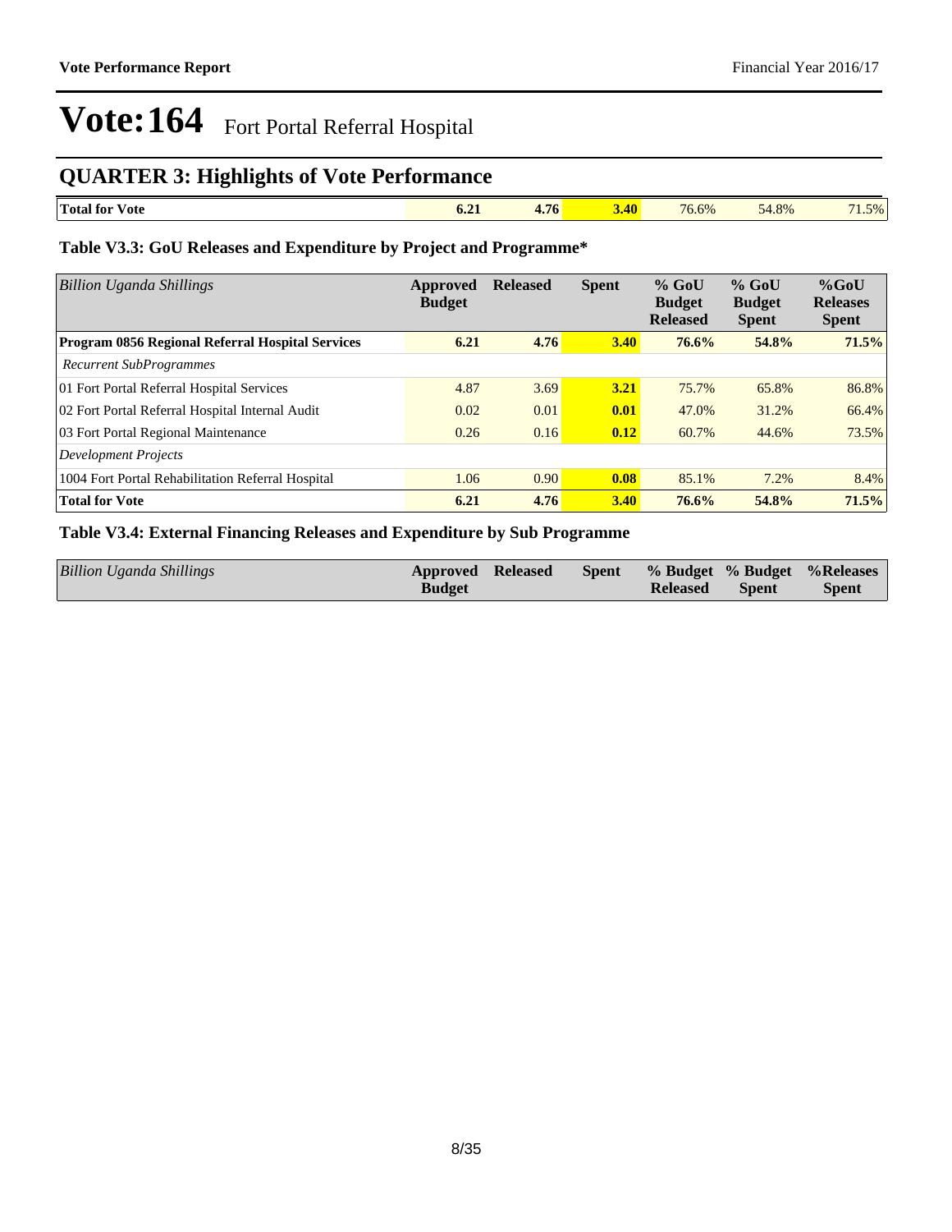# Vote:164 Fort Portal Referral Hospital

## QUARTER 3: Highlights of Vote Performance

| | | | | | | |
|---|---|---|---|---|---|---|
| **Total for Vote** | **6.21** | **4.76** | **3.40** | 76.6% | 54.8% | 71.5% |

### Table V3.3: GoU Releases and Expenditure by Project and Programme*

| *Billion Uganda Shillings* | Approved Budget | Released | Spent | % GoU Budget Released | % GoU Budget Spent | %GoU Releases Spent |
|---|---|---|---|---|---|---|
| **Program 0856 Regional Referral Hospital Services** | **6.21** | **4.76** | **3.40** | **76.6%** | **54.8%** | **71.5%** |
| *Recurrent SubProgrammes* | | | | | | |
| 01 Fort Portal Referral Hospital Services | 4.87 | 3.69 | **3.21** | 75.7% | 65.8% | 86.8% |
| 02 Fort Portal Referral Hospital Internal Audit | 0.02 | 0.01 | **0.01** | 47.0% | 31.2% | 66.4% |
| 03 Fort Portal Regional Maintenance | 0.26 | 0.16 | **0.12** | 60.7% | 44.6% | 73.5% |
| *Development Projects* | | | | | | |
| 1004 Fort Portal Rehabilitation Referral Hospital | 1.06 | 0.90 | **0.08** | 85.1% | 7.2% | 8.4% |
| **Total for Vote** | **6.21** | **4.76** | **3.40** | **76.6%** | **54.8%** | **71.5%** |

### Table V3.4: External Financing Releases and Expenditure by Sub Programme

| *Billion Uganda Shillings* | Approved Budget | Released | Spent | % Budget Released | % Budget Spent | %Releases Spent |
|---|---|---|---|---|---|---|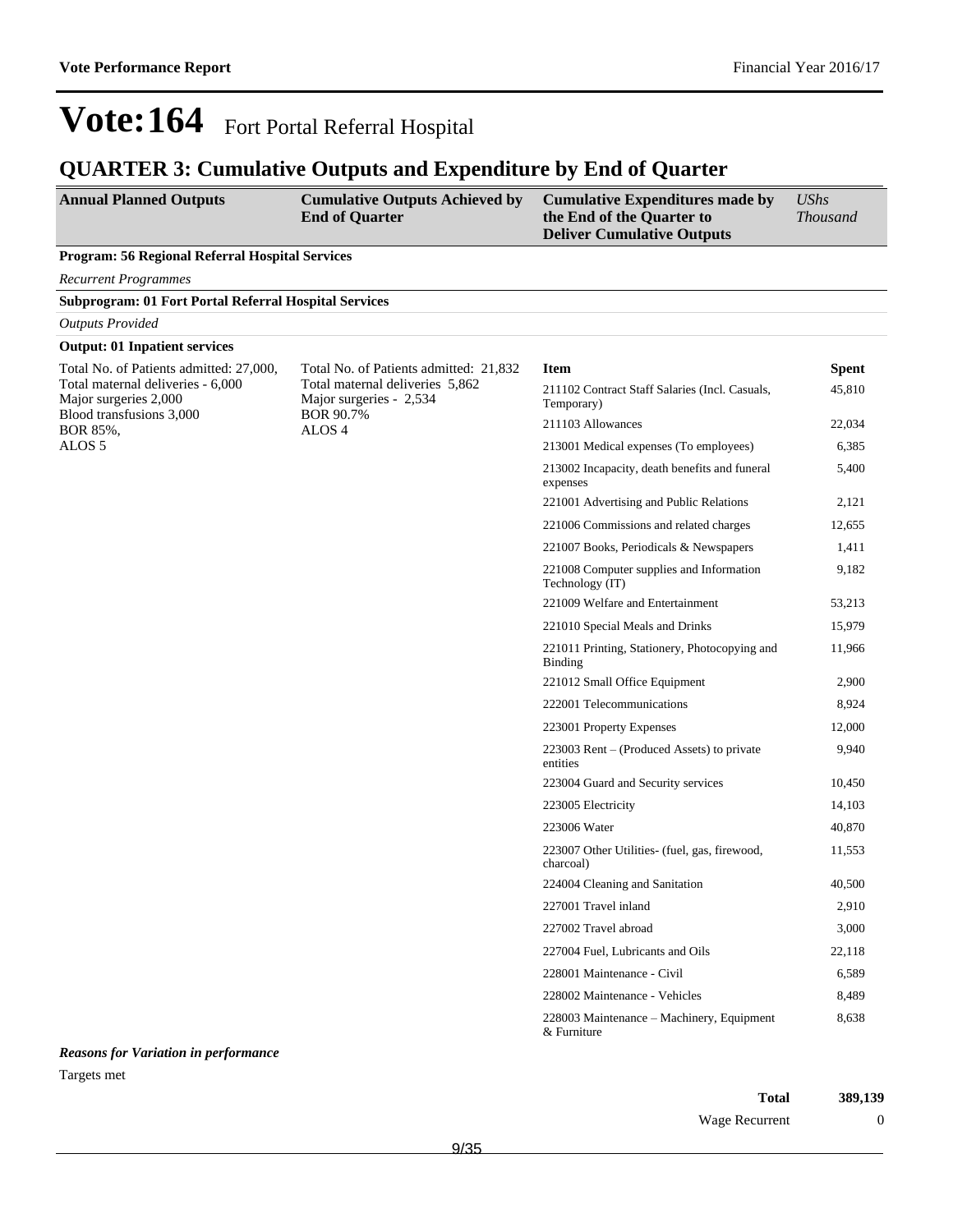# Vote:164 Fort Portal Referral Hospital

## QUARTER 3: Cumulative Outputs and Expenditure by End of Quarter

| Annual Planned Outputs | Cumulative Outputs Achieved by End of Quarter | Cumulative Expenditures made by the End of the Quarter to Deliver Cumulative Outputs | *UShs Thousand* |
|---|---|---|---|

**Program: 56 Regional Referral Hospital Services**

*Recurrent Programmes*

**Subprogram: 01 Fort Portal Referral Hospital Services**

*Outputs Provided*

**Output: 01 Inpatient services**

| Annual Planned Outputs | Cumulative Outputs Achieved by End of Quarter | Item | Spent |
|---|---|---|---|
| Total No. of Patients admitted: 27,000,<br>Total maternal deliveries - 6,000<br>Major surgeries 2,000<br>Blood transfusions 3,000<br>BOR 85%,<br>ALOS 5 | Total No. of Patients admitted: 21,832<br>Total maternal deliveries 5,862<br>Major surgeries - 2,534<br>BOR 90.7%<br>ALOS 4 | 211102 Contract Staff Salaries (Incl. Casuals, Temporary) | 45,810 |
| | | 211103 Allowances | 22,034 |
| | | 213001 Medical expenses (To employees) | 6,385 |
| | | 213002 Incapacity, death benefits and funeral expenses | 5,400 |
| | | 221001 Advertising and Public Relations | 2,121 |
| | | 221006 Commissions and related charges | 12,655 |
| | | 221007 Books, Periodicals & Newspapers | 1,411 |
| | | 221008 Computer supplies and Information Technology (IT) | 9,182 |
| | | 221009 Welfare and Entertainment | 53,213 |
| | | 221010 Special Meals and Drinks | 15,979 |
| | | 221011 Printing, Stationery, Photocopying and Binding | 11,966 |
| | | 221012 Small Office Equipment | 2,900 |
| | | 222001 Telecommunications | 8,924 |
| | | 223001 Property Expenses | 12,000 |
| | | 223003 Rent – (Produced Assets) to private entities | 9,940 |
| | | 223004 Guard and Security services | 10,450 |
| | | 223005 Electricity | 14,103 |
| | | 223006 Water | 40,870 |
| | | 223007 Other Utilities- (fuel, gas, firewood, charcoal) | 11,553 |
| | | 224004 Cleaning and Sanitation | 40,500 |
| | | 227001 Travel inland | 2,910 |
| | | 227002 Travel abroad | 3,000 |
| | | 227004 Fuel, Lubricants and Oils | 22,118 |
| | | 228001 Maintenance - Civil | 6,589 |
| | | 228002 Maintenance - Vehicles | 8,489 |
| | | 228003 Maintenance – Machinery, Equipment & Furniture | 8,638 |

***Reasons for Variation in performance***

Targets met

| | |
|---|---|
| **Total** | **389,139** |
| Wage Recurrent | 0 |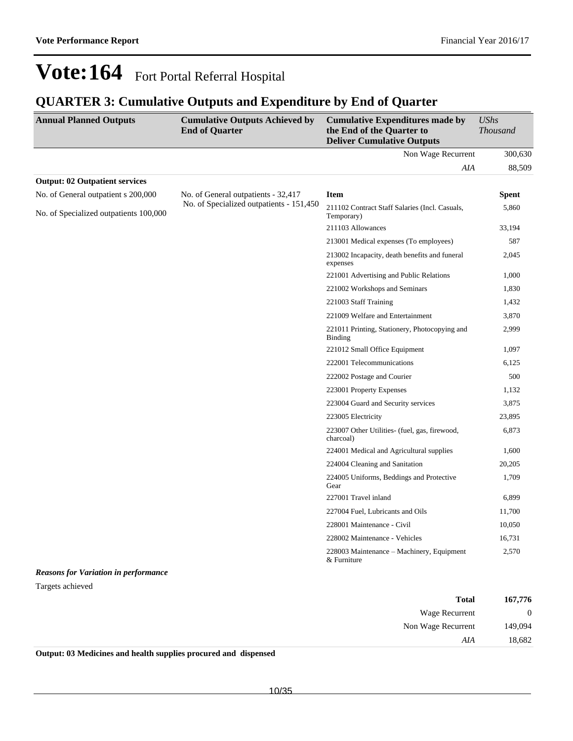# Vote:164 Fort Portal Referral Hospital

## QUARTER 3: Cumulative Outputs and Expenditure by End of Quarter

| Annual Planned Outputs | Cumulative Outputs Achieved by End of Quarter | Cumulative Expenditures made by the End of the Quarter to Deliver Cumulative Outputs | *UShs Thousand* |
|---|---|---|---|
| | | Non Wage Recurrent | 300,630 |
| | | *AIA* | 88,509 |
| **Output: 02 Outpatient services** | | | |
| No. of General outpatient s 200,000 | No. of General outpatients - 32,417 | **Item** | **Spent** |
| No. of Specialized outpatients 100,000 | No. of Specialized outpatients - 151,450 | 211102 Contract Staff Salaries (Incl. Casuals, Temporary) | 5,860 |
| | | 211103 Allowances | 33,194 |
| | | 213001 Medical expenses (To employees) | 587 |
| | | 213002 Incapacity, death benefits and funeral expenses | 2,045 |
| | | 221001 Advertising and Public Relations | 1,000 |
| | | 221002 Workshops and Seminars | 1,830 |
| | | 221003 Staff Training | 1,432 |
| | | 221009 Welfare and Entertainment | 3,870 |
| | | 221011 Printing, Stationery, Photocopying and Binding | 2,999 |
| | | 221012 Small Office Equipment | 1,097 |
| | | 222001 Telecommunications | 6,125 |
| | | 222002 Postage and Courier | 500 |
| | | 223001 Property Expenses | 1,132 |
| | | 223004 Guard and Security services | 3,875 |
| | | 223005 Electricity | 23,895 |
| | | 223007 Other Utilities- (fuel, gas, firewood, charcoal) | 6,873 |
| | | 224001 Medical and Agricultural supplies | 1,600 |
| | | 224004 Cleaning and Sanitation | 20,205 |
| | | 224005 Uniforms, Beddings and Protective Gear | 1,709 |
| | | 227001 Travel inland | 6,899 |
| | | 227004 Fuel, Lubricants and Oils | 11,700 |
| | | 228001 Maintenance - Civil | 10,050 |
| | | 228002 Maintenance - Vehicles | 16,731 |
| | | 228003 Maintenance – Machinery, Equipment & Furniture | 2,570 |

***Reasons for Variation in performance***

Targets achieved

| | |
|---|---|
| **Total** | **167,776** |
| Wage Recurrent | 0 |
| Non Wage Recurrent | 149,094 |
| *AIA* | 18,682 |

**Output: 03 Medicines and health supplies procured and dispensed**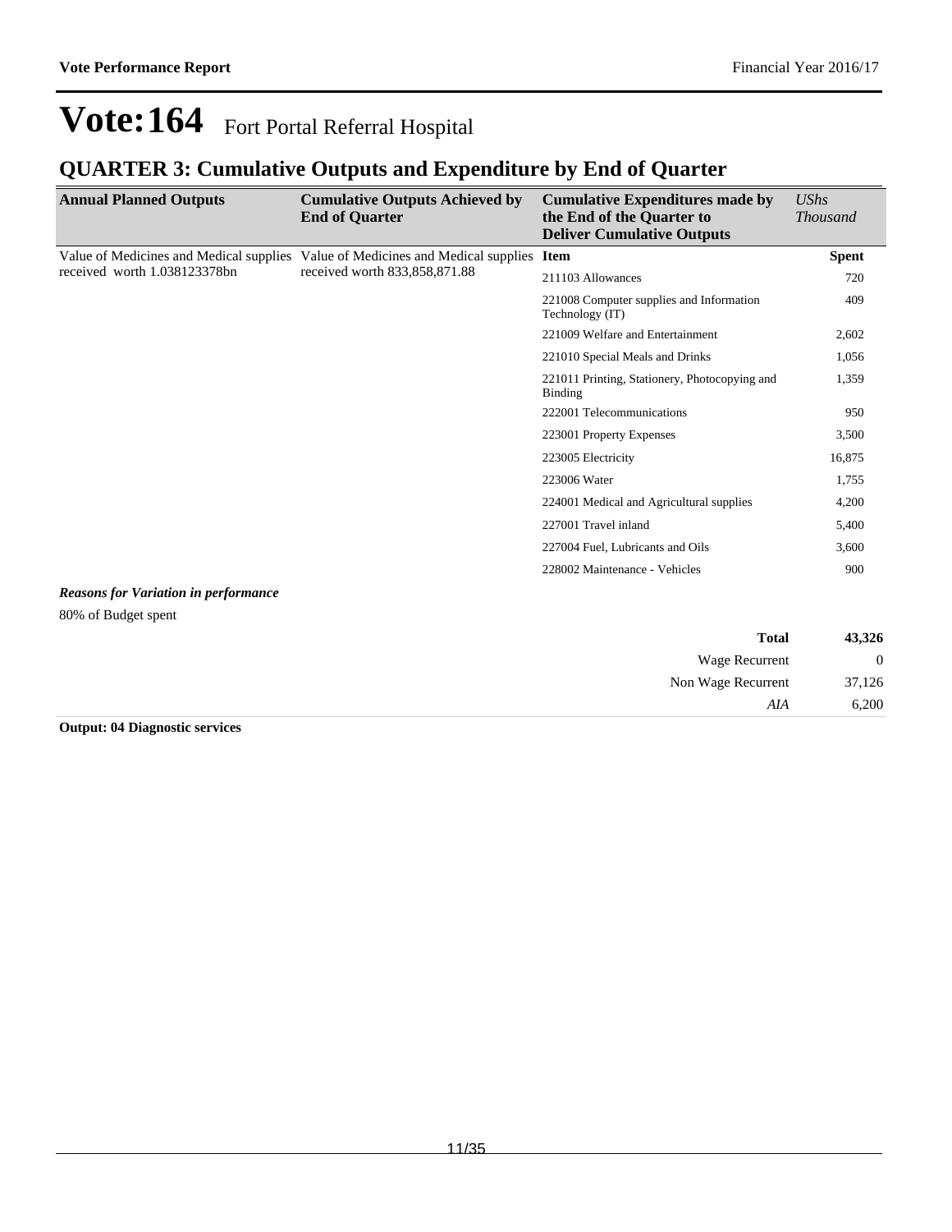# Vote:164 Fort Portal Referral Hospital

## QUARTER 3: Cumulative Outputs and Expenditure by End of Quarter

| Annual Planned Outputs | Cumulative Outputs Achieved by End of Quarter | Cumulative Expenditures made by the End of the Quarter to Deliver Cumulative Outputs | *UShs Thousand* |
|---|---|---|---|
| Value of Medicines and Medical supplies received worth 1.038123378bn | Value of Medicines and Medical supplies received worth 833,858,871.88 | **Item** | **Spent** |
| | | 211103 Allowances | 720 |
| | | 221008 Computer supplies and Information Technology (IT) | 409 |
| | | 221009 Welfare and Entertainment | 2,602 |
| | | 221010 Special Meals and Drinks | 1,056 |
| | | 221011 Printing, Stationery, Photocopying and Binding | 1,359 |
| | | 222001 Telecommunications | 950 |
| | | 223001 Property Expenses | 3,500 |
| | | 223005 Electricity | 16,875 |
| | | 223006 Water | 1,755 |
| | | 224001 Medical and Agricultural supplies | 4,200 |
| | | 227001 Travel inland | 5,400 |
| | | 227004 Fuel, Lubricants and Oils | 3,600 |
| | | 228002 Maintenance - Vehicles | 900 |

***Reasons for Variation in performance***

80% of Budget spent

| | |
|---|---|
| **Total** | **43,326** |
| Wage Recurrent | 0 |
| Non Wage Recurrent | 37,126 |
| *AIA* | 6,200 |

**Output: 04 Diagnostic services**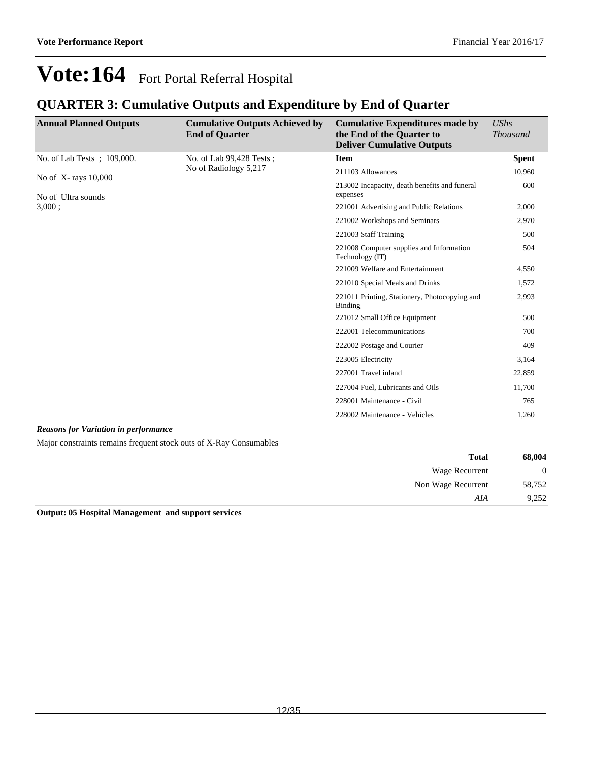# Vote:164 Fort Portal Referral Hospital

## QUARTER 3: Cumulative Outputs and Expenditure by End of Quarter

| Annual Planned Outputs | Cumulative Outputs Achieved by End of Quarter | Cumulative Expenditures made by the End of the Quarter to Deliver Cumulative Outputs | *UShs Thousand* |
|---|---|---|---|
| No. of Lab Tests ; 109,000.<br><br>No of X- rays 10,000<br><br>No of Ultra sounds 3,000 ; | No. of Lab 99,428 Tests ;<br>No of Radiology 5,217 | **Item** | **Spent** |
| | | 211103 Allowances | 10,960 |
| | | 213002 Incapacity, death benefits and funeral expenses | 600 |
| | | 221001 Advertising and Public Relations | 2,000 |
| | | 221002 Workshops and Seminars | 2,970 |
| | | 221003 Staff Training | 500 |
| | | 221008 Computer supplies and Information Technology (IT) | 504 |
| | | 221009 Welfare and Entertainment | 4,550 |
| | | 221010 Special Meals and Drinks | 1,572 |
| | | 221011 Printing, Stationery, Photocopying and Binding | 2,993 |
| | | 221012 Small Office Equipment | 500 |
| | | 222001 Telecommunications | 700 |
| | | 222002 Postage and Courier | 409 |
| | | 223005 Electricity | 3,164 |
| | | 227001 Travel inland | 22,859 |
| | | 227004 Fuel, Lubricants and Oils | 11,700 |
| | | 228001 Maintenance - Civil | 765 |
| | | 228002 Maintenance - Vehicles | 1,260 |

***Reasons for Variation in performance***

Major constraints remains frequent stock outs of X-Ray Consumables

| | |
|---|---|
| **Total** | **68,004** |
| Wage Recurrent | 0 |
| Non Wage Recurrent | 58,752 |
| *AIA* | 9,252 |

**Output: 05 Hospital Management and support services**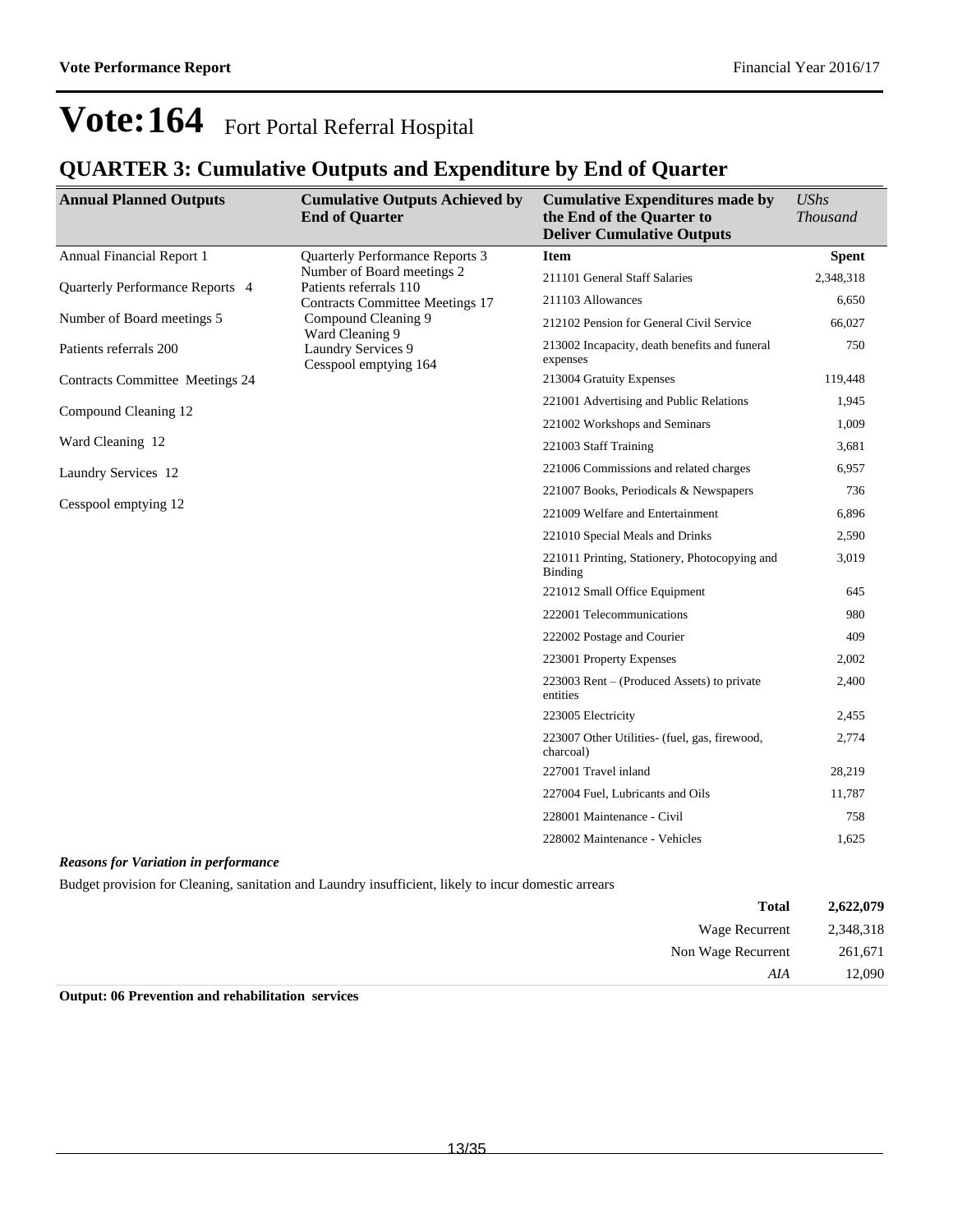# Vote:164 Fort Portal Referral Hospital

## QUARTER 3: Cumulative Outputs and Expenditure by End of Quarter

| Annual Planned Outputs | Cumulative Outputs Achieved by End of Quarter | Cumulative Expenditures made by the End of the Quarter to Deliver Cumulative Outputs | *UShs Thousand* |
|---|---|---|---|
| Annual Financial Report 1<br>Quarterly Performance Reports 4<br>Number of Board meetings 5<br>Patients referrals 200<br>Contracts Committee Meetings 24<br>Compound Cleaning 12<br>Ward Cleaning 12<br>Laundry Services 12<br>Cesspool emptying 12 | Quarterly Performance Reports 3<br>Number of Board meetings 2<br>Patients referrals 110<br>Contracts Committee Meetings 17<br>Compound Cleaning 9<br>Ward Cleaning 9<br>Laundry Services 9<br>Cesspool emptying 164 | **Item** | **Spent** |
| | | 211101 General Staff Salaries | 2,348,318 |
| | | 211103 Allowances | 6,650 |
| | | 212102 Pension for General Civil Service | 66,027 |
| | | 213002 Incapacity, death benefits and funeral expenses | 750 |
| | | 213004 Gratuity Expenses | 119,448 |
| | | 221001 Advertising and Public Relations | 1,945 |
| | | 221002 Workshops and Seminars | 1,009 |
| | | 221003 Staff Training | 3,681 |
| | | 221006 Commissions and related charges | 6,957 |
| | | 221007 Books, Periodicals & Newspapers | 736 |
| | | 221009 Welfare and Entertainment | 6,896 |
| | | 221010 Special Meals and Drinks | 2,590 |
| | | 221011 Printing, Stationery, Photocopying and Binding | 3,019 |
| | | 221012 Small Office Equipment | 645 |
| | | 222001 Telecommunications | 980 |
| | | 222002 Postage and Courier | 409 |
| | | 223001 Property Expenses | 2,002 |
| | | 223003 Rent – (Produced Assets) to private entities | 2,400 |
| | | 223005 Electricity | 2,455 |
| | | 223007 Other Utilities- (fuel, gas, firewood, charcoal) | 2,774 |
| | | 227001 Travel inland | 28,219 |
| | | 227004 Fuel, Lubricants and Oils | 11,787 |
| | | 228001 Maintenance - Civil | 758 |
| | | 228002 Maintenance - Vehicles | 1,625 |

***Reasons for Variation in performance***

Budget provision for Cleaning, sanitation and Laundry insufficient, likely to incur domestic arrears

| | |
|---|---|
| **Total** | **2,622,079** |
| Wage Recurrent | 2,348,318 |
| Non Wage Recurrent | 261,671 |
| *AIA* | 12,090 |

**Output: 06 Prevention and rehabilitation services**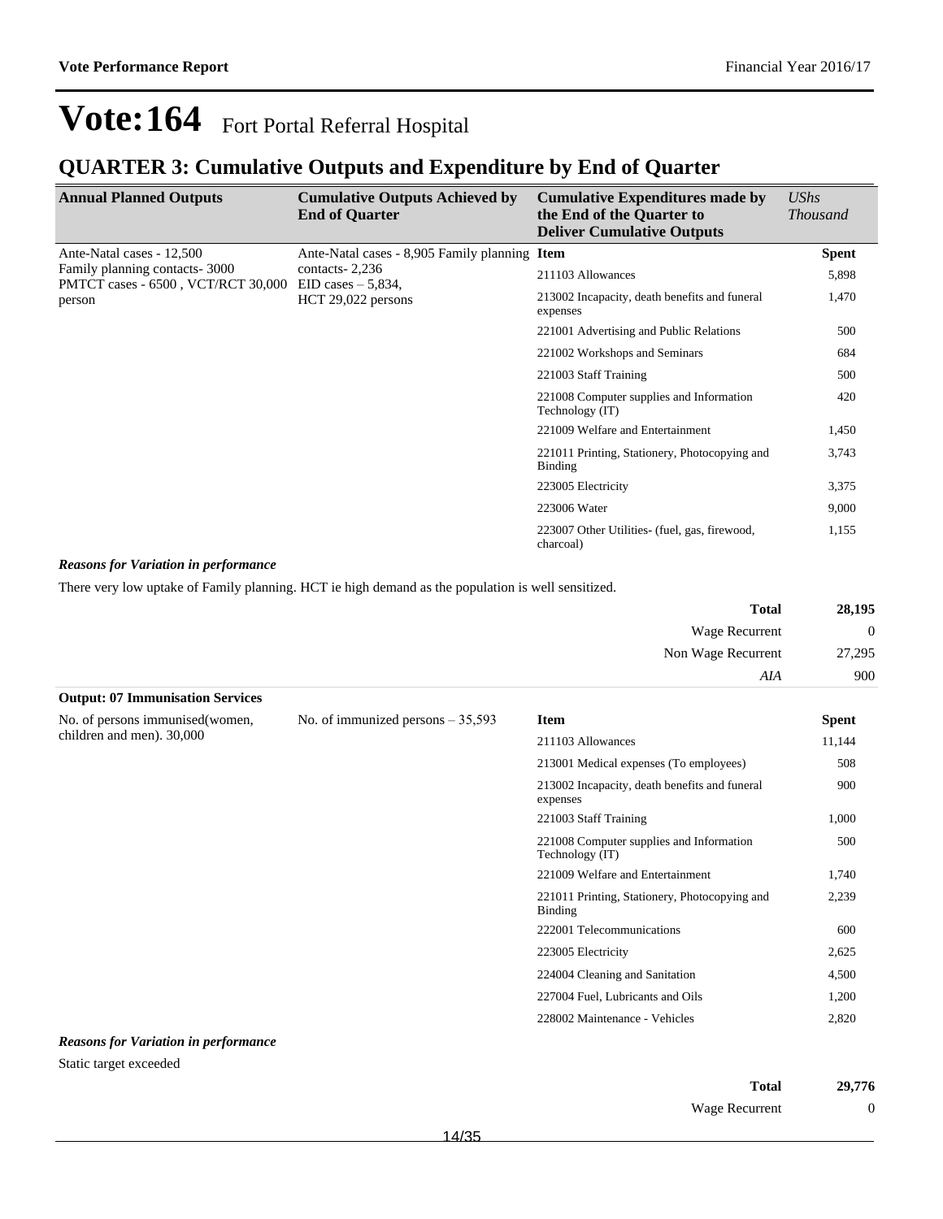# Vote:164 Fort Portal Referral Hospital

## QUARTER 3: Cumulative Outputs and Expenditure by End of Quarter

| Annual Planned Outputs | Cumulative Outputs Achieved by End of Quarter | Cumulative Expenditures made by the End of the Quarter to Deliver Cumulative Outputs | *UShs Thousand* |
|---|---|---|---|
| Ante-Natal cases - 12,500 Family planning contacts- 3000 PMTCT cases - 6500 , VCT/RCT 30,000 person | Ante-Natal cases - 8,905 Family planning contacts- 2,236 EID cases – 5,834, HCT 29,022 persons | **Item** | **Spent** |
| | | 211103 Allowances | 5,898 |
| | | 213002 Incapacity, death benefits and funeral expenses | 1,470 |
| | | 221001 Advertising and Public Relations | 500 |
| | | 221002 Workshops and Seminars | 684 |
| | | 221003 Staff Training | 500 |
| | | 221008 Computer supplies and Information Technology (IT) | 420 |
| | | 221009 Welfare and Entertainment | 1,450 |
| | | 221011 Printing, Stationery, Photocopying and Binding | 3,743 |
| | | 223005 Electricity | 3,375 |
| | | 223006 Water | 9,000 |
| | | 223007 Other Utilities- (fuel, gas, firewood, charcoal) | 1,155 |

***Reasons for Variation in performance***

There very low uptake of Family planning. HCT ie high demand as the population is well sensitized.

| | |
|---|---|
| **Total** | **28,195** |
| Wage Recurrent | 0 |
| Non Wage Recurrent | 27,295 |
| *AIA* | 900 |

**Output: 07 Immunisation Services**

| Annual Planned Outputs | Cumulative Outputs Achieved by End of Quarter | Item | Spent |
|---|---|---|---|
| No. of persons immunised(women, children and men). 30,000 | No. of immunized persons – 35,593 | 211103 Allowances | 11,144 |
| | | 213001 Medical expenses (To employees) | 508 |
| | | 213002 Incapacity, death benefits and funeral expenses | 900 |
| | | 221003 Staff Training | 1,000 |
| | | 221008 Computer supplies and Information Technology (IT) | 500 |
| | | 221009 Welfare and Entertainment | 1,740 |
| | | 221011 Printing, Stationery, Photocopying and Binding | 2,239 |
| | | 222001 Telecommunications | 600 |
| | | 223005 Electricity | 2,625 |
| | | 224004 Cleaning and Sanitation | 4,500 |
| | | 227004 Fuel, Lubricants and Oils | 1,200 |
| | | 228002 Maintenance - Vehicles | 2,820 |

***Reasons for Variation in performance***

Static target exceeded

| | |
|---|---|
| **Total** | **29,776** |
| Wage Recurrent | 0 |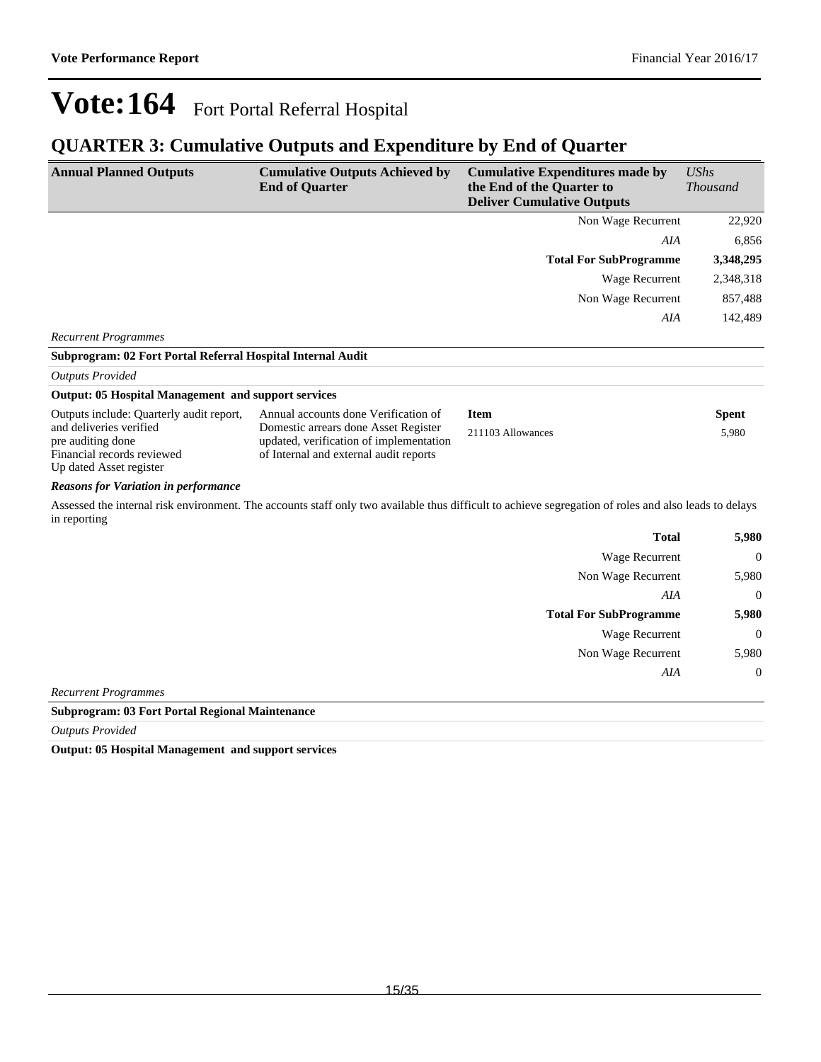# Vote:164 Fort Portal Referral Hospital

## QUARTER 3: Cumulative Outputs and Expenditure by End of Quarter

| Annual Planned Outputs | Cumulative Outputs Achieved by End of Quarter | Cumulative Expenditures made by the End of the Quarter to Deliver Cumulative Outputs | *UShs Thousand* |
|---|---|---|---|
| | | Non Wage Recurrent | 22,920 |
| | | *AIA* | 6,856 |
| | | **Total For SubProgramme** | **3,348,295** |
| | | Wage Recurrent | 2,348,318 |
| | | Non Wage Recurrent | 857,488 |
| | | *AIA* | 142,489 |

*Recurrent Programmes*

**Subprogram: 02 Fort Portal Referral Hospital Internal Audit**

*Outputs Provided*

**Output: 05 Hospital Management and support services**

| Annual Planned Outputs | Cumulative Outputs Achieved by End of Quarter | Item | Spent |
|---|---|---|---|
| Outputs include: Quarterly audit report, and deliveries verified<br>pre auditing done<br>Financial records reviewed<br>Up dated Asset register | Annual accounts done Verification of Domestic arrears done Asset Register updated, verification of implementation of Internal and external audit reports | 211103 Allowances | 5,980 |

***Reasons for Variation in performance***

Assessed the internal risk environment. The accounts staff only two available thus difficult to achieve segregation of roles and also leads to delays in reporting

| | |
|---|---|
| **Total** | **5,980** |
| Wage Recurrent | 0 |
| Non Wage Recurrent | 5,980 |
| *AIA* | 0 |
| **Total For SubProgramme** | **5,980** |
| Wage Recurrent | 0 |
| Non Wage Recurrent | 5,980 |
| *AIA* | 0 |

*Recurrent Programmes*

**Subprogram: 03 Fort Portal Regional Maintenance**

*Outputs Provided*

**Output: 05 Hospital Management and support services**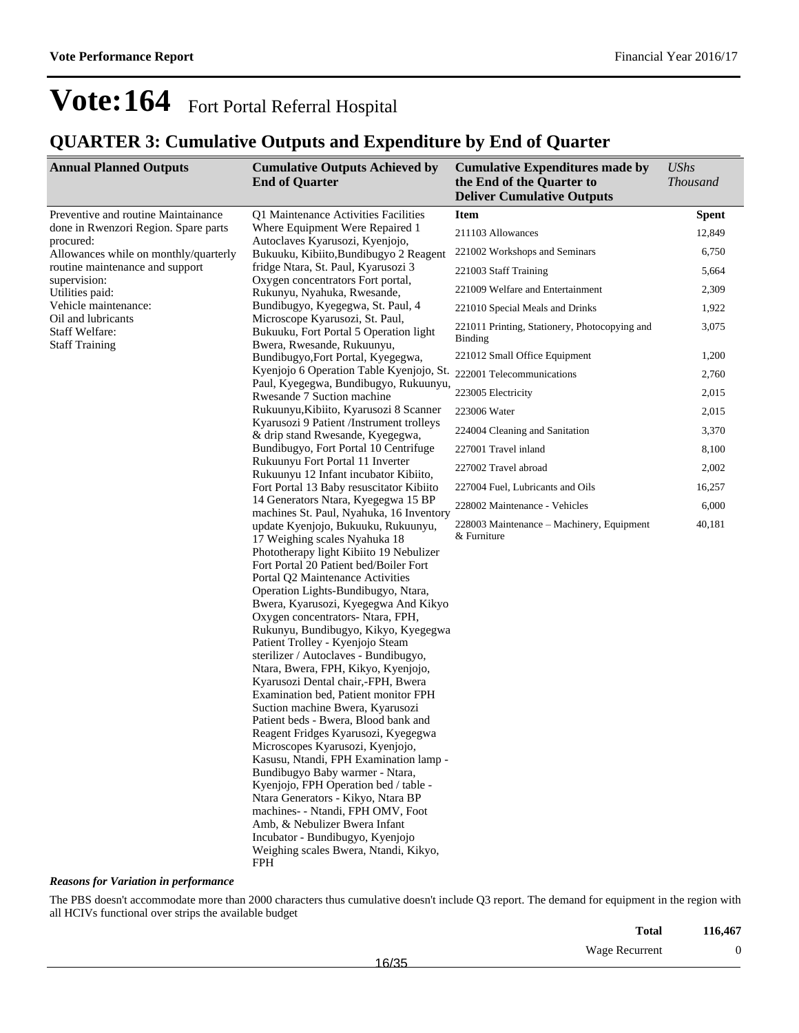# Vote:164 Fort Portal Referral Hospital

## QUARTER 3: Cumulative Outputs and Expenditure by End of Quarter

| Annual Planned Outputs | Cumulative Outputs Achieved by End of Quarter | Cumulative Expenditures made by the End of the Quarter to Deliver Cumulative Outputs | *UShs Thousand* |
|---|---|---|---|
| Preventive and routine Maintainance done in Rwenzori Region. Spare parts procured:<br>Allowances while on monthly/quarterly routine maintenance and support supervision:<br>Utilities paid:<br>Vehicle maintenance:<br>Oil and lubricants<br>Staff Welfare:<br>Staff Training | Q1 Maintenance Activities Facilities Where Equipment Were Repaired 1 Autoclaves Kyarusozi, Kyenjojo, Bukuuku, Kibiito,Bundibugyo 2 Reagent fridge Ntara, St. Paul, Kyarusozi 3 Oxygen concentrators Fort portal, Rukunyu, Nyahuka, Rwesande, Bundibugyo, Kyegegwa, St. Paul, 4 Microscope Kyarusozi, St. Paul, Bukuuku, Fort Portal 5 Operation light Bwera, Rwesande, Rukuunyu, Bundibugyo,Fort Portal, Kyegegwa, Kyenjojo 6 Operation Table Kyenjojo, St. Paul, Kyegegwa, Bundibugyo, Rukuunyu, Rwesande 7 Suction machine Rukuunyu,Kibiito, Kyarusozi 8 Scanner Kyarusozi 9 Patient /Instrument trolleys & drip stand Rwesande, Kyegegwa, Bundibugyo, Fort Portal 10 Centrifuge Rukuunyu Fort Portal 11 Inverter Rukuunyu 12 Infant incubator Kibiito, Fort Portal 13 Baby resuscitator Kibiito 14 Generators Ntara, Kyegegwa 15 BP machines St. Paul, Nyahuka, 16 Inventory update Kyenjojo, Bukuuku, Rukuunyu, 17 Weighing scales Nyahuka 18 Phototherapy light Kibiito 19 Nebulizer Fort Portal 20 Patient bed/Boiler Fort Portal Q2 Maintenance Activities Operation Lights-Bundibugyo, Ntara, Bwera, Kyarusozi, Kyegegwa And Kikyo Oxygen concentrators- Ntara, FPH, Rukunyu, Bundibugyo, Kikyo, Kyegegwa Patient Trolley - Kyenjojo Steam sterilizer / Autoclaves - Bundibugyo, Ntara, Bwera, FPH, Kikyo, Kyenjojo, Kyarusozi Dental chair,-FPH, Bwera Examination bed, Patient monitor FPH Suction machine Bwera, Kyarusozi Patient beds - Bwera, Blood bank and Reagent Fridges Kyarusozi, Kyegegwa Microscopes Kyarusozi, Kyenjojo, Kasusu, Ntandi, FPH Examination lamp - Bundibugyo Baby warmer - Ntara, Kyenjojo, FPH Operation bed / table - Ntara Generators - Kikyo, Ntara BP machines- - Ntandi, FPH OMV, Foot Amb, & Nebulizer Bwera Infant Incubator - Bundibugyo, Kyenjojo Weighing scales Bwera, Ntandi, Kikyo, FPH | **Item** | **Spent** |
| | | 211103 Allowances | 12,849 |
| | | 221002 Workshops and Seminars | 6,750 |
| | | 221003 Staff Training | 5,664 |
| | | 221009 Welfare and Entertainment | 2,309 |
| | | 221010 Special Meals and Drinks | 1,922 |
| | | 221011 Printing, Stationery, Photocopying and Binding | 3,075 |
| | | 221012 Small Office Equipment | 1,200 |
| | | 222001 Telecommunications | 2,760 |
| | | 223005 Electricity | 2,015 |
| | | 223006 Water | 2,015 |
| | | 224004 Cleaning and Sanitation | 3,370 |
| | | 227001 Travel inland | 8,100 |
| | | 227002 Travel abroad | 2,002 |
| | | 227004 Fuel, Lubricants and Oils | 16,257 |
| | | 228002 Maintenance - Vehicles | 6,000 |
| | | 228003 Maintenance – Machinery, Equipment & Furniture | 40,181 |

***Reasons for Variation in performance***

The PBS doesn't accommodate more than 2000 characters thus cumulative doesn't include Q3 report. The demand for equipment in the region with all HCIVs functional over strips the available budget

| | |
|---|---|
| **Total** | **116,467** |
| Wage Recurrent | 0 |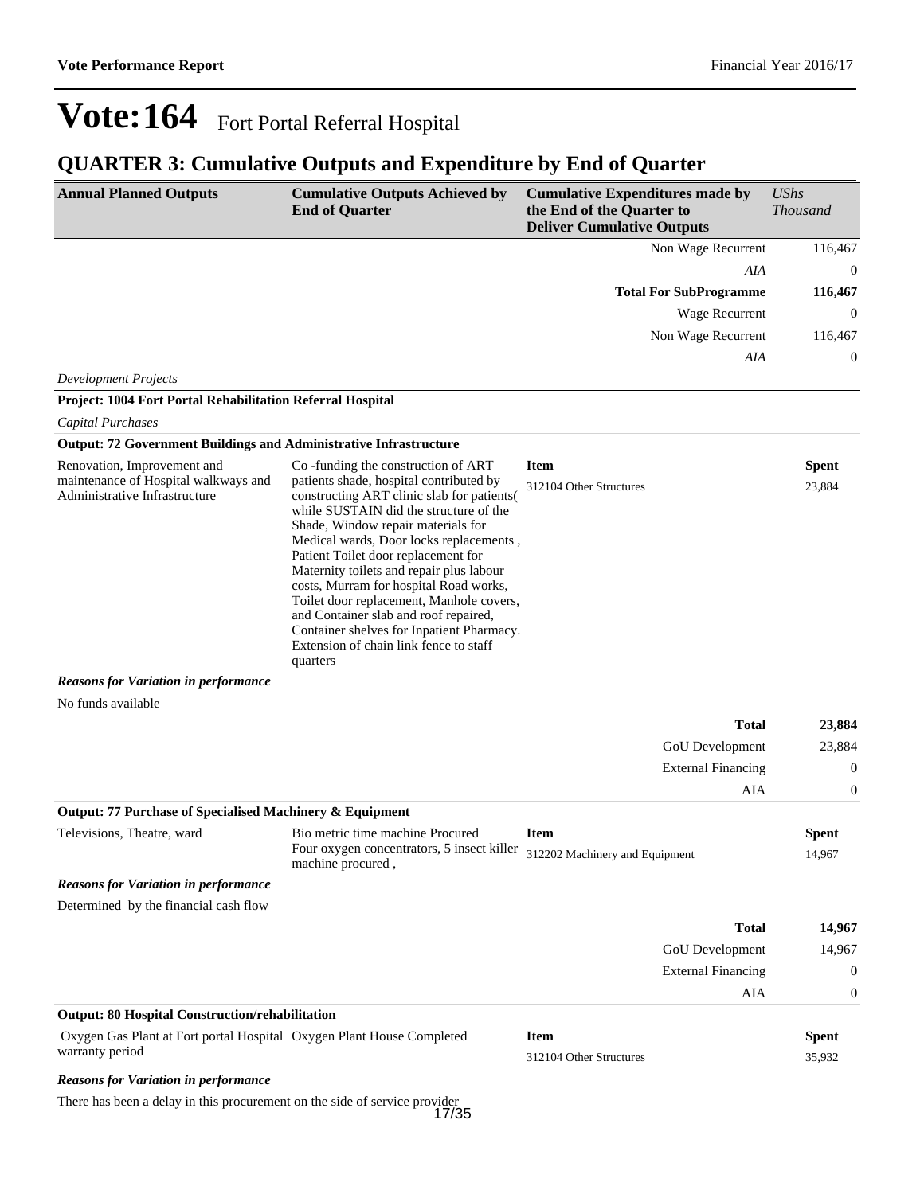# Vote:164 Fort Portal Referral Hospital

## QUARTER 3: Cumulative Outputs and Expenditure by End of Quarter

| Annual Planned Outputs | Cumulative Outputs Achieved by End of Quarter | Cumulative Expenditures made by the End of the Quarter to Deliver Cumulative Outputs | *UShs Thousand* |
|---|---|---|---|
| | | Non Wage Recurrent | 116,467 |
| | | *AIA* | 0 |
| | | **Total For SubProgramme** | **116,467** |
| | | Wage Recurrent | 0 |
| | | Non Wage Recurrent | 116,467 |
| | | *AIA* | 0 |

*Development Projects*

**Project: 1004 Fort Portal Rehabilitation Referral Hospital**

*Capital Purchases*

**Output: 72 Government Buildings and Administrative Infrastructure**

| Annual Planned Outputs | Cumulative Outputs Achieved by End of Quarter | Item | Spent |
|---|---|---|---|
| Renovation, Improvement and maintenance of Hospital walkways and Administrative Infrastructure | Co -funding the construction of ART patients shade, hospital contributed by constructing ART clinic slab for patients( while SUSTAIN did the structure of the Shade, Window repair materials for Medical wards, Door locks replacements , Patient Toilet door replacement for Maternity toilets and repair plus labour costs, Murram for hospital Road works, Toilet door replacement, Manhole covers, and Container slab and roof repaired, Container shelves for Inpatient Pharmacy. Extension of chain link fence to staff quarters | 312104 Other Structures | 23,884 |

***Reasons for Variation in performance***

No funds available

| | |
|---|---|
| **Total** | **23,884** |
| GoU Development | 23,884 |
| External Financing | 0 |
| AIA | 0 |

**Output: 77 Purchase of Specialised Machinery & Equipment**

| Annual Planned Outputs | Cumulative Outputs Achieved by End of Quarter | Item | Spent |
|---|---|---|---|
| Televisions, Theatre, ward | Bio metric time machine Procured Four oxygen concentrators, 5 insect killer machine procured , | 312202 Machinery and Equipment | 14,967 |

***Reasons for Variation in performance***

Determined by the financial cash flow

| | |
|---|---|
| **Total** | **14,967** |
| GoU Development | 14,967 |
| External Financing | 0 |
| AIA | 0 |

**Output: 80 Hospital Construction/rehabilitation**

| Annual Planned Outputs | Cumulative Outputs Achieved by End of Quarter | Item | Spent |
|---|---|---|---|
| Oxygen Gas Plant at Fort portal Hospital warranty period | Oxygen Plant House Completed | 312104 Other Structures | 35,932 |

***Reasons for Variation in performance***

There has been a delay in this procurement on the side of service provider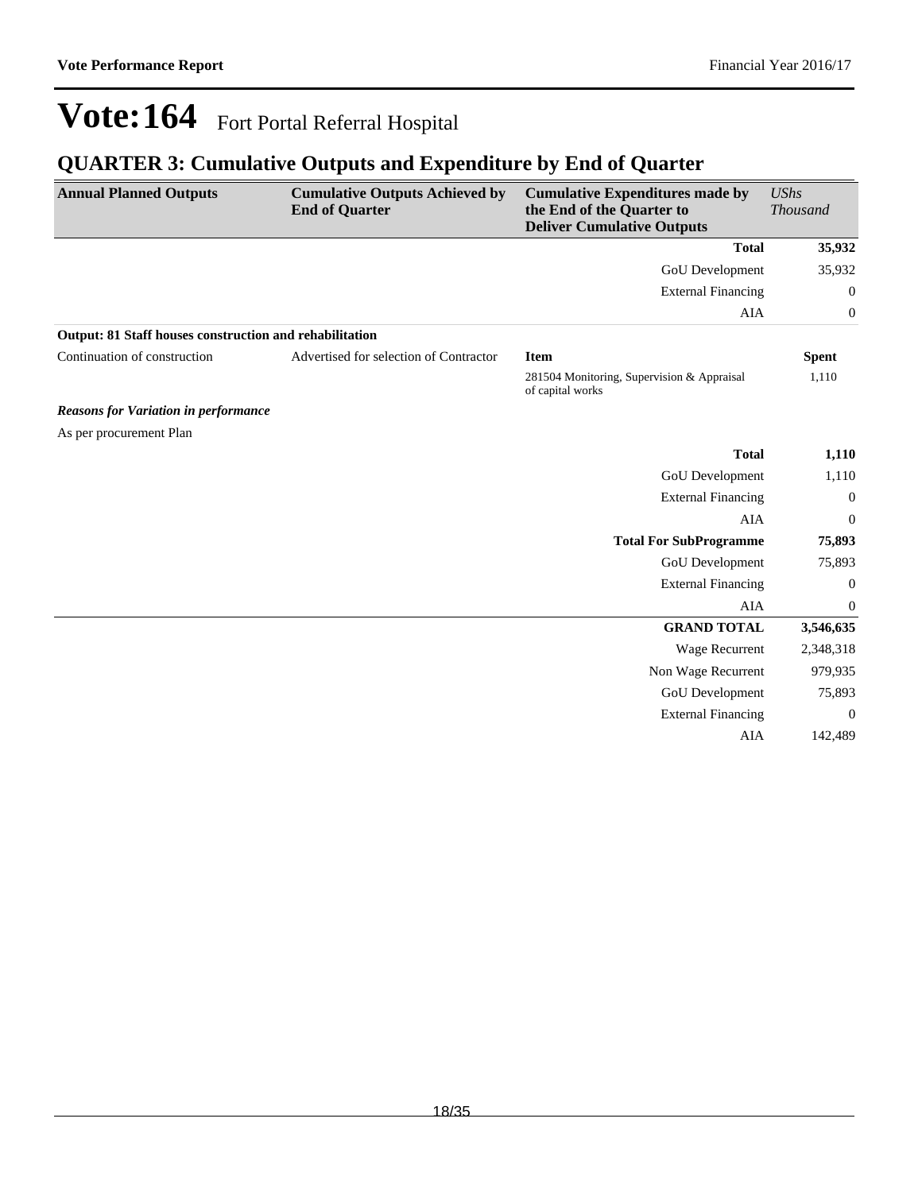# Vote:164 Fort Portal Referral Hospital

## QUARTER 3: Cumulative Outputs and Expenditure by End of Quarter

| Annual Planned Outputs | Cumulative Outputs Achieved by End of Quarter | Cumulative Expenditures made by the End of the Quarter to Deliver Cumulative Outputs | *UShs Thousand* |
|---|---|---|---|
| | | **Total** | **35,932** |
| | | GoU Development | 35,932 |
| | | External Financing | 0 |
| | | AIA | 0 |
| **Output: 81 Staff houses construction and rehabilitation** | | | |
| Continuation of construction | Advertised for selection of Contractor | **Item** | **Spent** |
| | | 281504 Monitoring, Supervision & Appraisal of capital works | 1,110 |
| ***Reasons for Variation in performance*** | | | |
| As per procurement Plan | | | |
| | | **Total** | **1,110** |
| | | GoU Development | 1,110 |
| | | External Financing | 0 |
| | | AIA | 0 |
| | | **Total For SubProgramme** | **75,893** |
| | | GoU Development | 75,893 |
| | | External Financing | 0 |
| | | AIA | 0 |
| | | **GRAND TOTAL** | **3,546,635** |
| | | Wage Recurrent | 2,348,318 |
| | | Non Wage Recurrent | 979,935 |
| | | GoU Development | 75,893 |
| | | External Financing | 0 |
| | | AIA | 142,489 |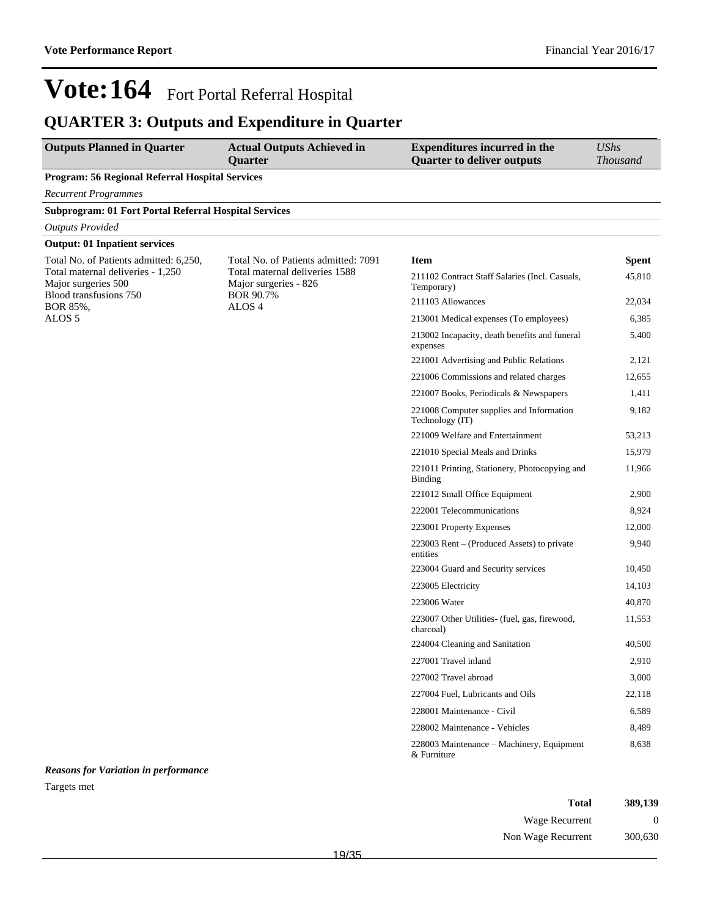# Vote:164 Fort Portal Referral Hospital

## QUARTER 3: Outputs and Expenditure in Quarter

| Outputs Planned in Quarter | Actual Outputs Achieved in Quarter | Expenditures incurred in the Quarter to deliver outputs | *UShs Thousand* |
|---|---|---|---|
| **Program: 56 Regional Referral Hospital Services** | | | |
| *Recurrent Programmes* | | | |
| **Subprogram: 01 Fort Portal Referral Hospital Services** | | | |
| *Outputs Provided* | | | |
| **Output: 01 Inpatient services** | | | |
| Total No. of Patients admitted: 6,250,<br>Total maternal deliveries - 1,250<br>Major surgeries 500<br>Blood transfusions 750<br>BOR 85%,<br>ALOS 5 | Total No. of Patients admitted: 7091<br>Total maternal deliveries 1588<br>Major surgeries - 826<br>BOR 90.7%<br>ALOS 4 | **Item** | **Spent** |
| | | 211102 Contract Staff Salaries (Incl. Casuals, Temporary) | 45,810 |
| | | 211103 Allowances | 22,034 |
| | | 213001 Medical expenses (To employees) | 6,385 |
| | | 213002 Incapacity, death benefits and funeral expenses | 5,400 |
| | | 221001 Advertising and Public Relations | 2,121 |
| | | 221006 Commissions and related charges | 12,655 |
| | | 221007 Books, Periodicals & Newspapers | 1,411 |
| | | 221008 Computer supplies and Information Technology (IT) | 9,182 |
| | | 221009 Welfare and Entertainment | 53,213 |
| | | 221010 Special Meals and Drinks | 15,979 |
| | | 221011 Printing, Stationery, Photocopying and Binding | 11,966 |
| | | 221012 Small Office Equipment | 2,900 |
| | | 222001 Telecommunications | 8,924 |
| | | 223001 Property Expenses | 12,000 |
| | | 223003 Rent – (Produced Assets) to private entities | 9,940 |
| | | 223004 Guard and Security services | 10,450 |
| | | 223005 Electricity | 14,103 |
| | | 223006 Water | 40,870 |
| | | 223007 Other Utilities- (fuel, gas, firewood, charcoal) | 11,553 |
| | | 224004 Cleaning and Sanitation | 40,500 |
| | | 227001 Travel inland | 2,910 |
| | | 227002 Travel abroad | 3,000 |
| | | 227004 Fuel, Lubricants and Oils | 22,118 |
| | | 228001 Maintenance - Civil | 6,589 |
| | | 228002 Maintenance - Vehicles | 8,489 |
| | | 228003 Maintenance – Machinery, Equipment & Furniture | 8,638 |

***Reasons for Variation in performance***

Targets met

| | |
|---|---|
| **Total** | **389,139** |
| Wage Recurrent | 0 |
| Non Wage Recurrent | 300,630 |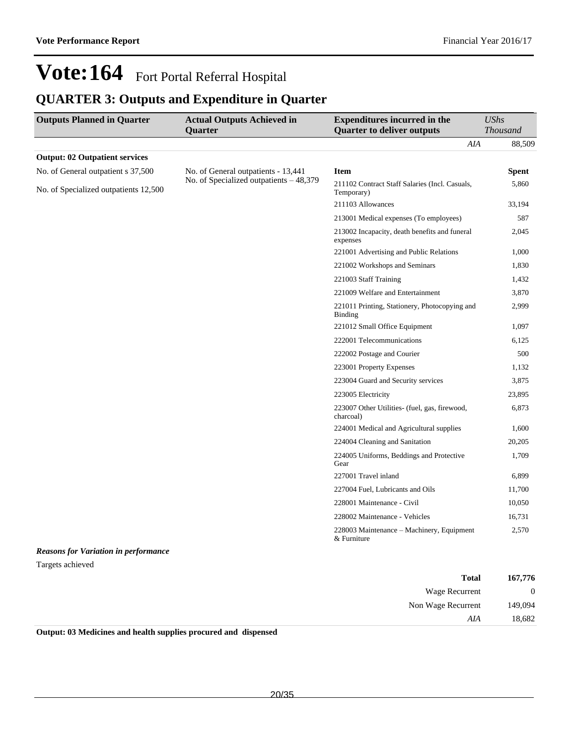# Vote:164 Fort Portal Referral Hospital

## QUARTER 3: Outputs and Expenditure in Quarter

| Outputs Planned in Quarter | Actual Outputs Achieved in Quarter | Expenditures incurred in the Quarter to deliver outputs | UShs Thousand |
|---|---|---|---|
| | | *AIA* | 88,509 |
| **Output: 02 Outpatient services** | | | |
| No. of General outpatient s 37,500<br><br>No. of Specialized outpatients 12,500 | No. of General outpatients - 13,441<br>No. of Specialized outpatients – 48,379 | **Item** | **Spent** |
| | | 211102 Contract Staff Salaries (Incl. Casuals, Temporary) | 5,860 |
| | | 211103 Allowances | 33,194 |
| | | 213001 Medical expenses (To employees) | 587 |
| | | 213002 Incapacity, death benefits and funeral expenses | 2,045 |
| | | 221001 Advertising and Public Relations | 1,000 |
| | | 221002 Workshops and Seminars | 1,830 |
| | | 221003 Staff Training | 1,432 |
| | | 221009 Welfare and Entertainment | 3,870 |
| | | 221011 Printing, Stationery, Photocopying and Binding | 2,999 |
| | | 221012 Small Office Equipment | 1,097 |
| | | 222001 Telecommunications | 6,125 |
| | | 222002 Postage and Courier | 500 |
| | | 223001 Property Expenses | 1,132 |
| | | 223004 Guard and Security services | 3,875 |
| | | 223005 Electricity | 23,895 |
| | | 223007 Other Utilities- (fuel, gas, firewood, charcoal) | 6,873 |
| | | 224001 Medical and Agricultural supplies | 1,600 |
| | | 224004 Cleaning and Sanitation | 20,205 |
| | | 224005 Uniforms, Beddings and Protective Gear | 1,709 |
| | | 227001 Travel inland | 6,899 |
| | | 227004 Fuel, Lubricants and Oils | 11,700 |
| | | 228001 Maintenance - Civil | 10,050 |
| | | 228002 Maintenance - Vehicles | 16,731 |
| | | 228003 Maintenance – Machinery, Equipment & Furniture | 2,570 |

***Reasons for Variation in performance***

Targets achieved

| | |
|---|---|
| **Total** | **167,776** |
| Wage Recurrent | 0 |
| Non Wage Recurrent | 149,094 |
| *AIA* | 18,682 |

**Output: 03 Medicines and health supplies procured and dispensed**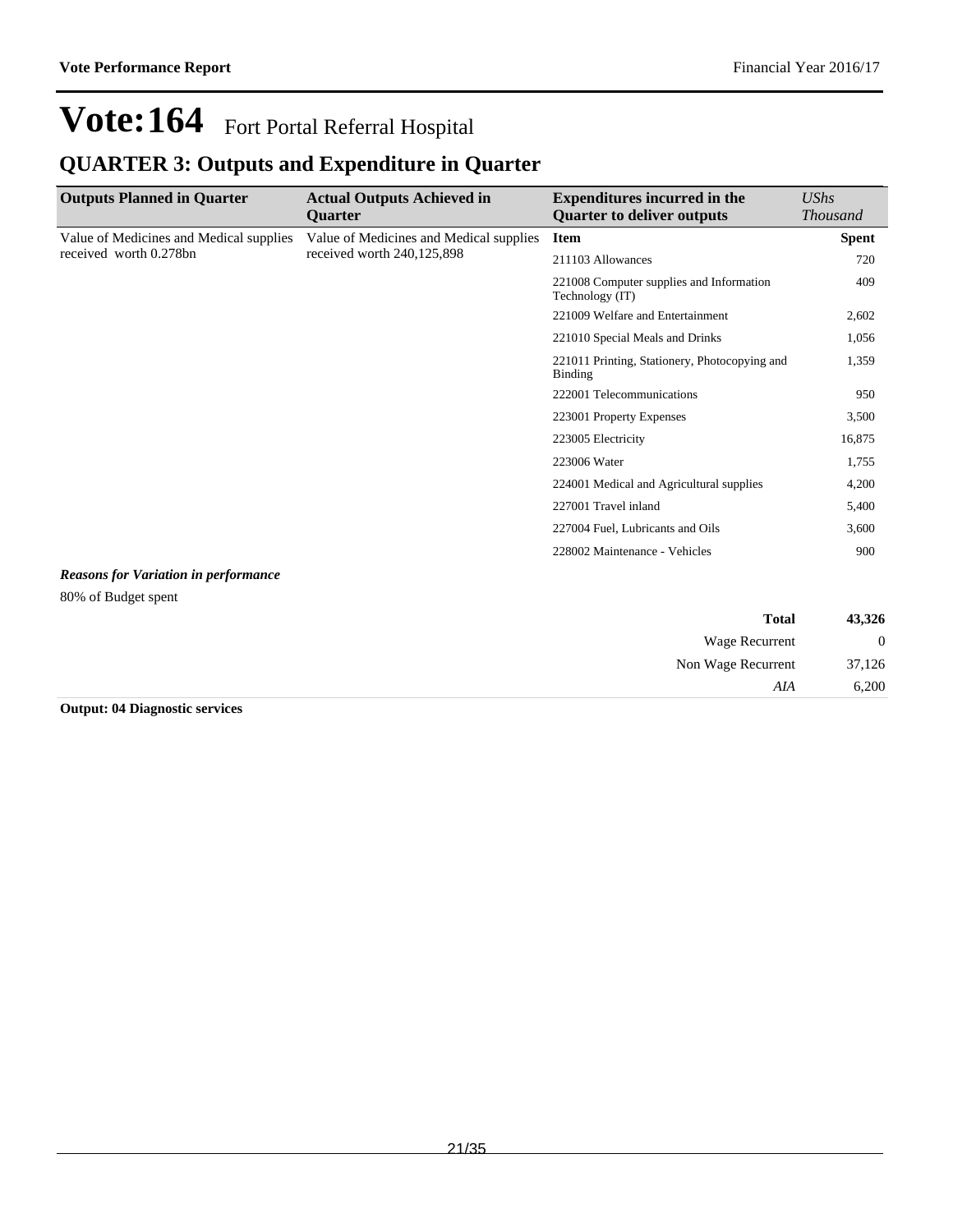# Vote:164 Fort Portal Referral Hospital

## QUARTER 3: Outputs and Expenditure in Quarter

| Outputs Planned in Quarter | Actual Outputs Achieved in Quarter | Expenditures incurred in the Quarter to deliver outputs | *UShs Thousand* |
|---|---|---|---|
| Value of Medicines and Medical supplies received worth 0.278bn | Value of Medicines and Medical supplies received worth 240,125,898 | **Item** | **Spent** |
| | | 211103 Allowances | 720 |
| | | 221008 Computer supplies and Information Technology (IT) | 409 |
| | | 221009 Welfare and Entertainment | 2,602 |
| | | 221010 Special Meals and Drinks | 1,056 |
| | | 221011 Printing, Stationery, Photocopying and Binding | 1,359 |
| | | 222001 Telecommunications | 950 |
| | | 223001 Property Expenses | 3,500 |
| | | 223005 Electricity | 16,875 |
| | | 223006 Water | 1,755 |
| | | 224001 Medical and Agricultural supplies | 4,200 |
| | | 227001 Travel inland | 5,400 |
| | | 227004 Fuel, Lubricants and Oils | 3,600 |
| | | 228002 Maintenance - Vehicles | 900 |

***Reasons for Variation in performance***

80% of Budget spent

| | |
|---|---|
| **Total** | **43,326** |
| Wage Recurrent | 0 |
| Non Wage Recurrent | 37,126 |
| *AIA* | 6,200 |

**Output: 04 Diagnostic services**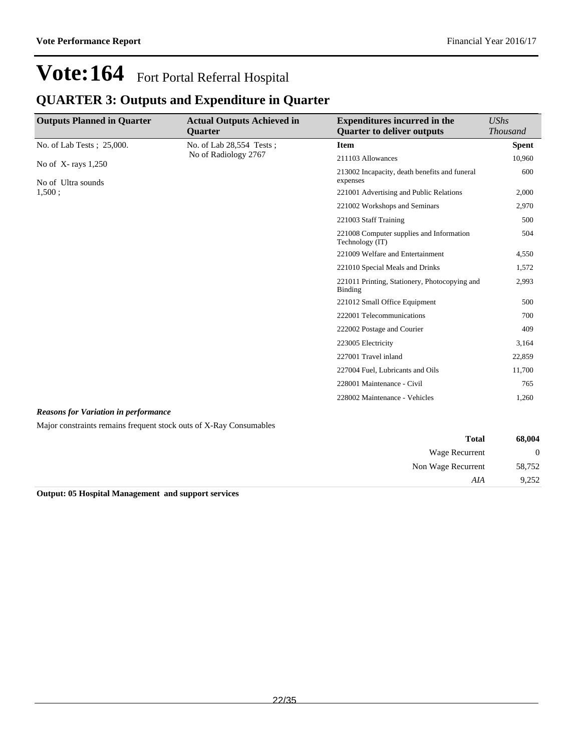# Vote:164 Fort Portal Referral Hospital

## QUARTER 3: Outputs and Expenditure in Quarter

| Outputs Planned in Quarter | Actual Outputs Achieved in Quarter | Expenditures incurred in the Quarter to deliver outputs | *UShs Thousand* |
|---|---|---|---|
| No. of Lab Tests ; 25,000.<br><br>No of X- rays 1,250<br><br>No of Ultra sounds 1,500 ; | No. of Lab 28,554 Tests ;<br>No of Radiology 2767 | **Item** | **Spent** |
| | | 211103 Allowances | 10,960 |
| | | 213002 Incapacity, death benefits and funeral expenses | 600 |
| | | 221001 Advertising and Public Relations | 2,000 |
| | | 221002 Workshops and Seminars | 2,970 |
| | | 221003 Staff Training | 500 |
| | | 221008 Computer supplies and Information Technology (IT) | 504 |
| | | 221009 Welfare and Entertainment | 4,550 |
| | | 221010 Special Meals and Drinks | 1,572 |
| | | 221011 Printing, Stationery, Photocopying and Binding | 2,993 |
| | | 221012 Small Office Equipment | 500 |
| | | 222001 Telecommunications | 700 |
| | | 222002 Postage and Courier | 409 |
| | | 223005 Electricity | 3,164 |
| | | 227001 Travel inland | 22,859 |
| | | 227004 Fuel, Lubricants and Oils | 11,700 |
| | | 228001 Maintenance - Civil | 765 |
| | | 228002 Maintenance - Vehicles | 1,260 |

***Reasons for Variation in performance***

Major constraints remains frequent stock outs of X-Ray Consumables

| | |
|---|---|
| **Total** | **68,004** |
| Wage Recurrent | 0 |
| Non Wage Recurrent | 58,752 |
| *AIA* | 9,252 |

**Output: 05 Hospital Management and support services**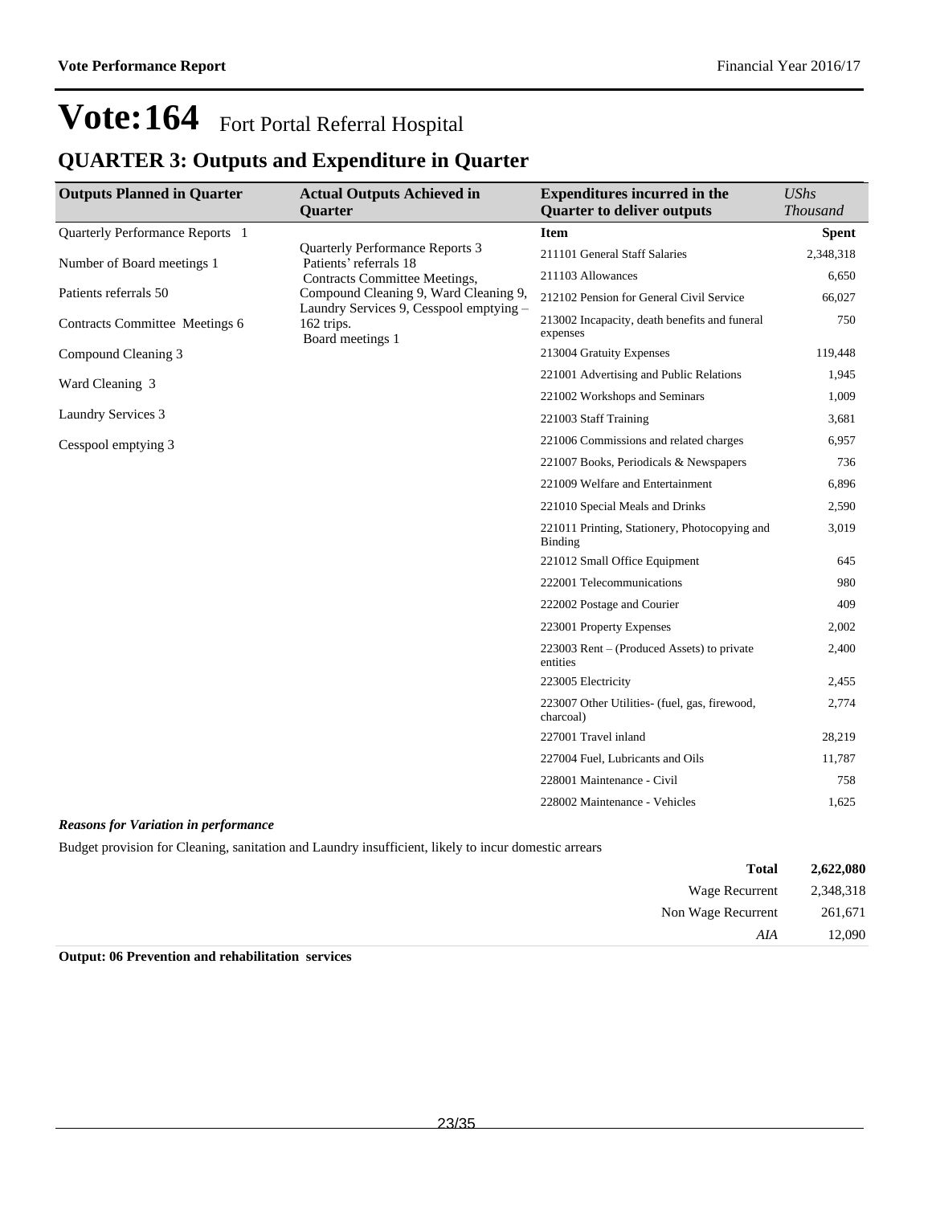# Vote:164 Fort Portal Referral Hospital

## QUARTER 3: Outputs and Expenditure in Quarter

| Outputs Planned in Quarter | Actual Outputs Achieved in Quarter | Expenditures incurred in the Quarter to deliver outputs | UShs Thousand |
|---|---|---|---|
| Quarterly Performance Reports 1<br>Number of Board meetings 1<br>Patients referrals 50<br>Contracts Committee Meetings 6<br>Compound Cleaning 3<br>Ward Cleaning 3<br>Laundry Services 3<br>Cesspool emptying 3 | Quarterly Performance Reports 3<br>Patients' referrals 18<br>Contracts Committee Meetings,<br>Compound Cleaning 9, Ward Cleaning 9,<br>Laundry Services 9, Cesspool emptying – 162 trips.<br>Board meetings 1 | **Item** | **Spent** |
| | | 211101 General Staff Salaries | 2,348,318 |
| | | 211103 Allowances | 6,650 |
| | | 212102 Pension for General Civil Service | 66,027 |
| | | 213002 Incapacity, death benefits and funeral expenses | 750 |
| | | 213004 Gratuity Expenses | 119,448 |
| | | 221001 Advertising and Public Relations | 1,945 |
| | | 221002 Workshops and Seminars | 1,009 |
| | | 221003 Staff Training | 3,681 |
| | | 221006 Commissions and related charges | 6,957 |
| | | 221007 Books, Periodicals & Newspapers | 736 |
| | | 221009 Welfare and Entertainment | 6,896 |
| | | 221010 Special Meals and Drinks | 2,590 |
| | | 221011 Printing, Stationery, Photocopying and Binding | 3,019 |
| | | 221012 Small Office Equipment | 645 |
| | | 222001 Telecommunications | 980 |
| | | 222002 Postage and Courier | 409 |
| | | 223001 Property Expenses | 2,002 |
| | | 223003 Rent – (Produced Assets) to private entities | 2,400 |
| | | 223005 Electricity | 2,455 |
| | | 223007 Other Utilities- (fuel, gas, firewood, charcoal) | 2,774 |
| | | 227001 Travel inland | 28,219 |
| | | 227004 Fuel, Lubricants and Oils | 11,787 |
| | | 228001 Maintenance - Civil | 758 |
| | | 228002 Maintenance - Vehicles | 1,625 |

***Reasons for Variation in performance***

Budget provision for Cleaning, sanitation and Laundry insufficient, likely to incur domestic arrears

| | |
|---|---|
| **Total** | **2,622,080** |
| Wage Recurrent | 2,348,318 |
| Non Wage Recurrent | 261,671 |
| *AIA* | 12,090 |

**Output: 06 Prevention and rehabilitation services**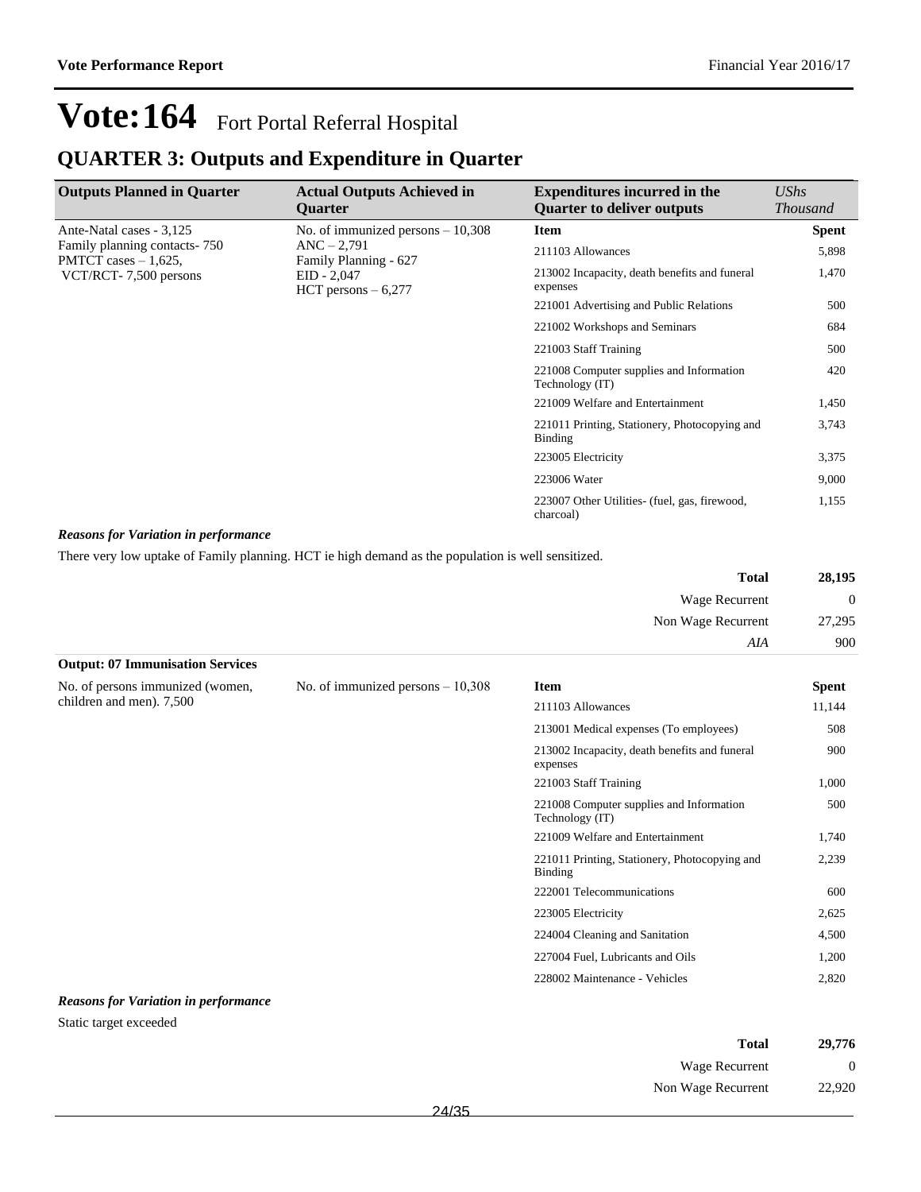# Vote:164 Fort Portal Referral Hospital

## QUARTER 3: Outputs and Expenditure in Quarter

| Outputs Planned in Quarter | Actual Outputs Achieved in Quarter | Expenditures incurred in the Quarter to deliver outputs | *UShs Thousand* |
|---|---|---|---|
| Ante-Natal cases - 3,125<br>Family planning contacts- 750<br>PMTCT cases – 1,625,<br>VCT/RCT- 7,500 persons | No. of immunized persons – 10,308<br>ANC – 2,791<br>Family Planning - 627<br>EID - 2,047<br>HCT persons – 6,277 | **Item** | **Spent** |
| | | 211103 Allowances | 5,898 |
| | | 213002 Incapacity, death benefits and funeral expenses | 1,470 |
| | | 221001 Advertising and Public Relations | 500 |
| | | 221002 Workshops and Seminars | 684 |
| | | 221003 Staff Training | 500 |
| | | 221008 Computer supplies and Information Technology (IT) | 420 |
| | | 221009 Welfare and Entertainment | 1,450 |
| | | 221011 Printing, Stationery, Photocopying and Binding | 3,743 |
| | | 223005 Electricity | 3,375 |
| | | 223006 Water | 9,000 |
| | | 223007 Other Utilities- (fuel, gas, firewood, charcoal) | 1,155 |

***Reasons for Variation in performance***

There very low uptake of Family planning. HCT ie high demand as the population is well sensitized.

| | |
|---|---|
| **Total** | **28,195** |
| Wage Recurrent | 0 |
| Non Wage Recurrent | 27,295 |
| *AIA* | 900 |

**Output: 07 Immunisation Services**

| Outputs Planned in Quarter | Actual Outputs Achieved in Quarter | Item | Spent |
|---|---|---|---|
| No. of persons immunized (women, children and men). 7,500 | No. of immunized persons – 10,308 | 211103 Allowances | 11,144 |
| | | 213001 Medical expenses (To employees) | 508 |
| | | 213002 Incapacity, death benefits and funeral expenses | 900 |
| | | 221003 Staff Training | 1,000 |
| | | 221008 Computer supplies and Information Technology (IT) | 500 |
| | | 221009 Welfare and Entertainment | 1,740 |
| | | 221011 Printing, Stationery, Photocopying and Binding | 2,239 |
| | | 222001 Telecommunications | 600 |
| | | 223005 Electricity | 2,625 |
| | | 224004 Cleaning and Sanitation | 4,500 |
| | | 227004 Fuel, Lubricants and Oils | 1,200 |
| | | 228002 Maintenance - Vehicles | 2,820 |

***Reasons for Variation in performance***

Static target exceeded

| | |
|---|---|
| **Total** | **29,776** |
| Wage Recurrent | 0 |
| Non Wage Recurrent | 22,920 |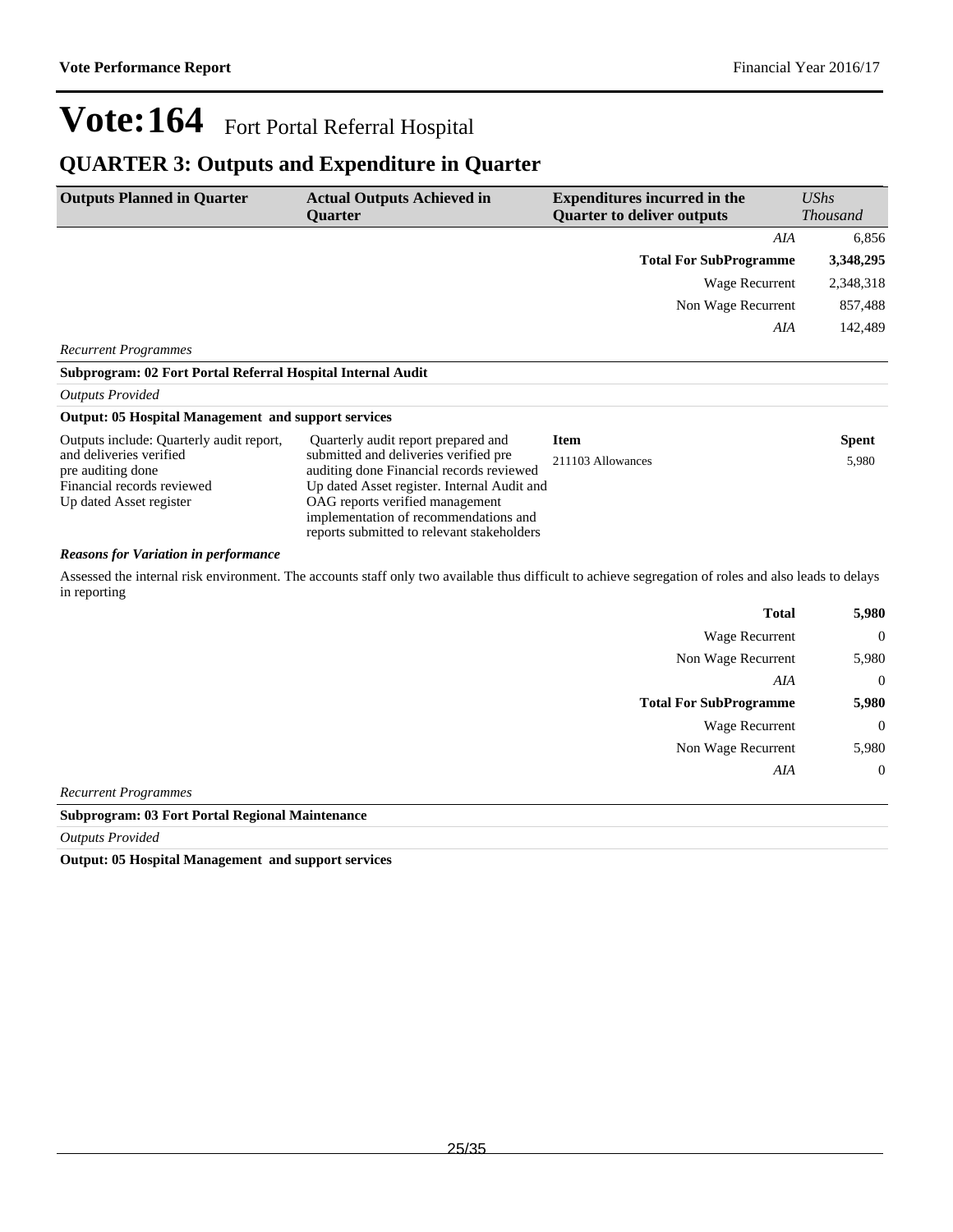# Vote:164 Fort Portal Referral Hospital

## QUARTER 3: Outputs and Expenditure in Quarter

| Outputs Planned in Quarter | Actual Outputs Achieved in Quarter | Expenditures incurred in the Quarter to deliver outputs | *UShs Thousand* |
|---|---|---|---|
| | | *AIA* | 6,856 |
| | | **Total For SubProgramme** | **3,348,295** |
| | | Wage Recurrent | 2,348,318 |
| | | Non Wage Recurrent | 857,488 |
| | | *AIA* | 142,489 |

*Recurrent Programmes*

**Subprogram: 02 Fort Portal Referral Hospital Internal Audit**

*Outputs Provided*

**Output: 05 Hospital Management and support services**

| Outputs Planned in Quarter | Actual Outputs Achieved in Quarter | Item | Spent |
|---|---|---|---|
| Outputs include: Quarterly audit report, and deliveries verified<br>pre auditing done<br>Financial records reviewed<br>Up dated Asset register | Quarterly audit report prepared and submitted and deliveries verified pre auditing done Financial records reviewed Up dated Asset register. Internal Audit and OAG reports verified management implementation of recommendations and reports submitted to relevant stakeholders | 211103 Allowances | 5,980 |

***Reasons for Variation in performance***

Assessed the internal risk environment. The accounts staff only two available thus difficult to achieve segregation of roles and also leads to delays in reporting

| | |
|---|---|
| **Total** | **5,980** |
| Wage Recurrent | 0 |
| Non Wage Recurrent | 5,980 |
| *AIA* | 0 |
| **Total For SubProgramme** | **5,980** |
| Wage Recurrent | 0 |
| Non Wage Recurrent | 5,980 |
| *AIA* | 0 |

*Recurrent Programmes*

**Subprogram: 03 Fort Portal Regional Maintenance**

*Outputs Provided*

**Output: 05 Hospital Management and support services**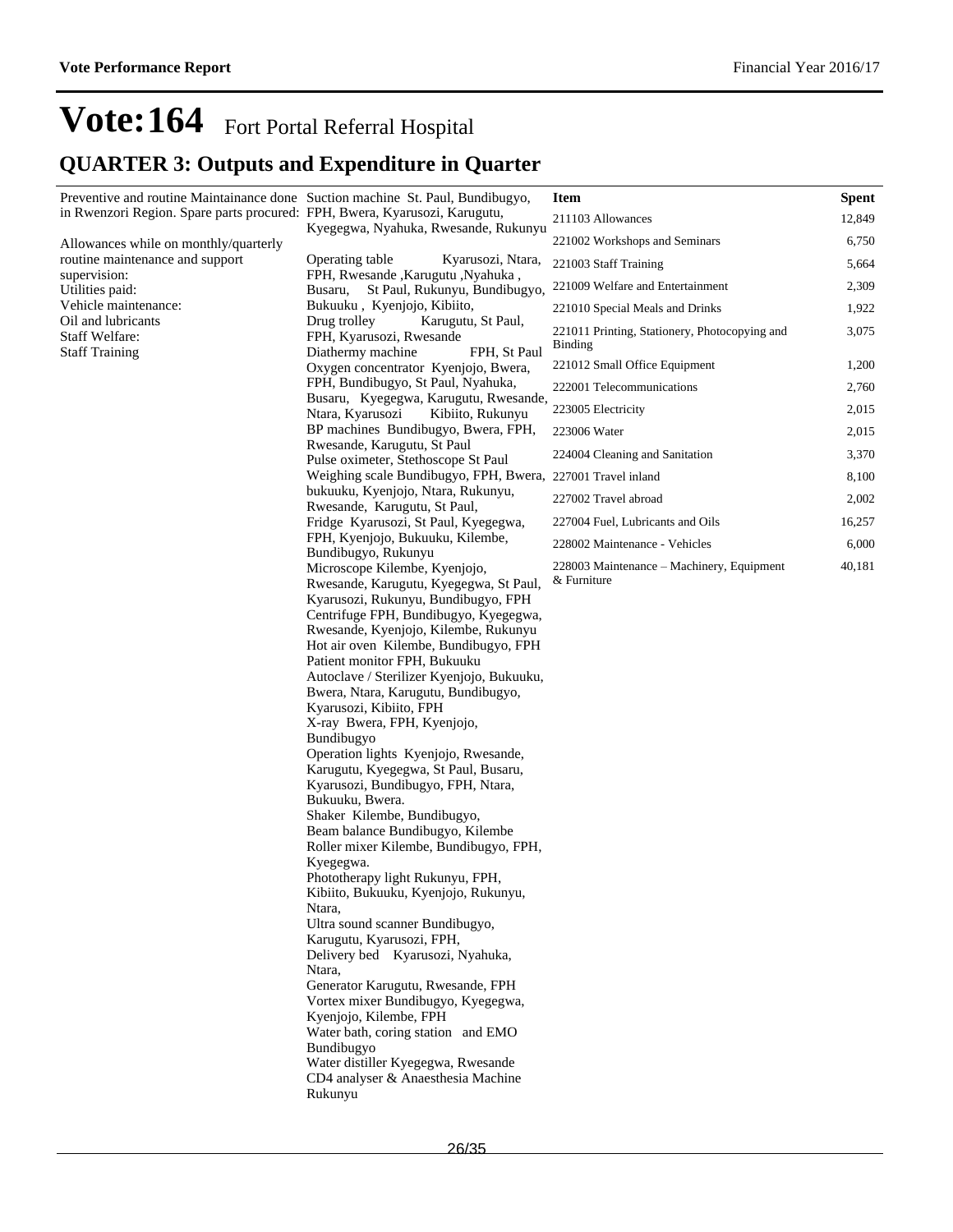# Vote:164 Fort Portal Referral Hospital

## QUARTER 3: Outputs and Expenditure in Quarter

| | | Item | Spent |
|---|---|---|---|
| Preventive and routine Maintainance done in Rwenzori Region. Spare parts procured:<br><br>Allowances while on monthly/quarterly routine maintenance and support supervision:<br>Utilities paid:<br>Vehicle maintenance:<br>Oil and lubricants<br>Staff Welfare:<br>Staff Training | Suction machine St. Paul, Bundibugyo, FPH, Bwera, Kyarusozi, Karugutu, Kyegegwa, Nyahuka, Rwesande, Rukunyu<br><br>Operating table Kyarusozi, Ntara, FPH, Rwesande ,Karugutu ,Nyahuka , Busaru, St Paul, Rukunyu, Bundibugyo, Bukuuku , Kyenjojo, Kibiito,<br>Drug trolley Karugutu, St Paul, FPH, Kyarusozi, Rwesande<br>Diathermy machine FPH, St Paul<br>Oxygen concentrator Kyenjojo, Bwera, FPH, Bundibugyo, St Paul, Nyahuka, Busaru, Kyegegwa, Karugutu, Rwesande, Ntara, Kyarusozi Kibiito, Rukunyu<br>BP machines Bundibugyo, Bwera, FPH, Rwesande, Karugutu, St Paul<br>Pulse oximeter, Stethoscope St Paul<br>Weighing scale Bundibugyo, FPH, Bwera, bukuuku, Kyenjojo, Ntara, Rukunyu, Rwesande, Karugutu, St Paul,<br>Fridge Kyarusozi, St Paul, Kyegegwa, FPH, Kyenjojo, Bukuuku, Kilembe, Bundibugyo, Rukunyu<br>Microscope Kilembe, Kyenjojo, Rwesande, Karugutu, Kyegegwa, St Paul, Kyarusozi, Rukunyu, Bundibugyo, FPH<br>Centrifuge FPH, Bundibugyo, Kyegegwa, Rwesande, Kyenjojo, Kilembe, Rukunyu<br>Hot air oven Kilembe, Bundibugyo, FPH<br>Patient monitor FPH, Bukuuku<br>Autoclave / Sterilizer Kyenjojo, Bukuuku, Bwera, Ntara, Karugutu, Bundibugyo, Kyarusozi, Kibiito, FPH<br>X-ray Bwera, FPH, Kyenjojo, Bundibugyo<br>Operation lights Kyenjojo, Rwesande, Karugutu, Kyegegwa, St Paul, Busaru, Kyarusozi, Bundibugyo, FPH, Ntara, Bukuuku, Bwera.<br>Shaker Kilembe, Bundibugyo,<br>Beam balance Bundibugyo, Kilembe<br>Roller mixer Kilembe, Bundibugyo, FPH, Kyegegwa.<br>Phototherapy light Rukunyu, FPH, Kibiito, Bukuuku, Kyenjojo, Rukunyu, Ntara,<br>Ultra sound scanner Bundibugyo, Karugutu, Kyarusozi, FPH,<br>Delivery bed Kyarusozi, Nyahuka, Ntara,<br>Generator Karugutu, Rwesande, FPH<br>Vortex mixer Bundibugyo, Kyegegwa, Kyenjojo, Kilembe, FPH<br>Water bath, coring station and EMO Bundibugyo<br>Water distiller Kyegegwa, Rwesande<br>CD4 analyser & Anaesthesia Machine Rukunyu | 211103 Allowances | 12,849 |
| | | 221002 Workshops and Seminars | 6,750 |
| | | 221003 Staff Training | 5,664 |
| | | 221009 Welfare and Entertainment | 2,309 |
| | | 221010 Special Meals and Drinks | 1,922 |
| | | 221011 Printing, Stationery, Photocopying and Binding | 3,075 |
| | | 221012 Small Office Equipment | 1,200 |
| | | 222001 Telecommunications | 2,760 |
| | | 223005 Electricity | 2,015 |
| | | 223006 Water | 2,015 |
| | | 224004 Cleaning and Sanitation | 3,370 |
| | | 227001 Travel inland | 8,100 |
| | | 227002 Travel abroad | 2,002 |
| | | 227004 Fuel, Lubricants and Oils | 16,257 |
| | | 228002 Maintenance - Vehicles | 6,000 |
| | | 228003 Maintenance – Machinery, Equipment & Furniture | 40,181 |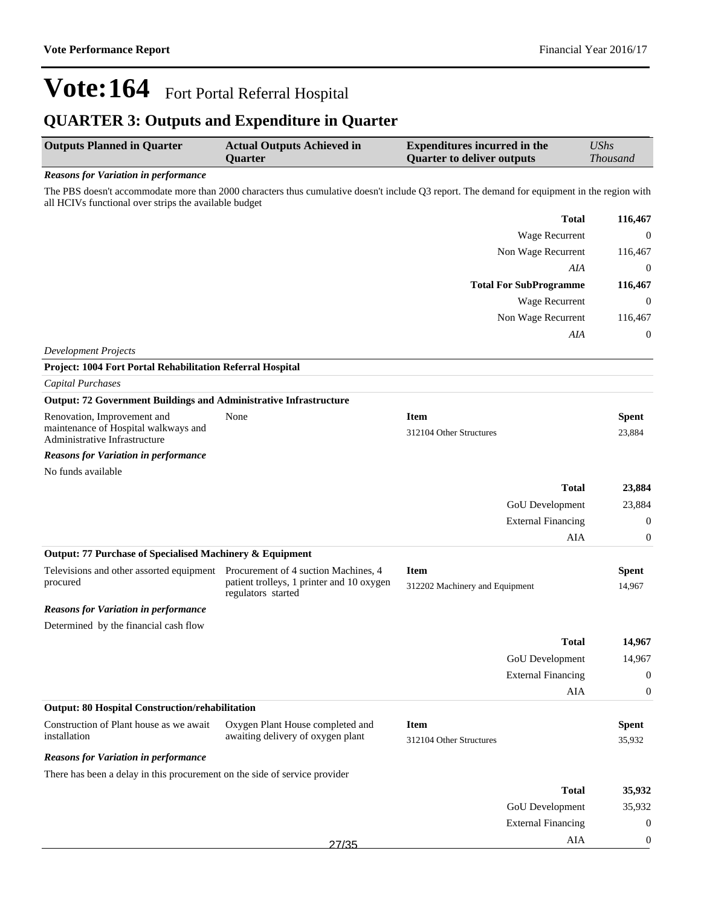# Vote:164 Fort Portal Referral Hospital

## QUARTER 3: Outputs and Expenditure in Quarter

| Outputs Planned in Quarter | Actual Outputs Achieved in Quarter | Expenditures incurred in the Quarter to deliver outputs | *UShs Thousand* |
|---|---|---|---|

***Reasons for Variation in performance***

The PBS doesn't accommodate more than 2000 characters thus cumulative doesn't include Q3 report. The demand for equipment in the region with all HCIVs functional over strips the available budget

| | |
|---|---|
| **Total** | **116,467** |
| Wage Recurrent | 0 |
| Non Wage Recurrent | 116,467 |
| *AIA* | 0 |
| **Total For SubProgramme** | **116,467** |
| Wage Recurrent | 0 |
| Non Wage Recurrent | 116,467 |
| *AIA* | 0 |

*Development Projects*

**Project: 1004 Fort Portal Rehabilitation Referral Hospital**

*Capital Purchases*

**Output: 72 Government Buildings and Administrative Infrastructure**

| Outputs Planned in Quarter | Actual Outputs Achieved in Quarter | Item | Spent |
|---|---|---|---|
| Renovation, Improvement and maintenance of Hospital walkways and Administrative Infrastructure | None | 312104 Other Structures | 23,884 |

***Reasons for Variation in performance***

No funds available

| | |
|---|---|
| **Total** | **23,884** |
| GoU Development | 23,884 |
| External Financing | 0 |
| AIA | 0 |

**Output: 77 Purchase of Specialised Machinery & Equipment**

| Outputs Planned in Quarter | Actual Outputs Achieved in Quarter | Item | Spent |
|---|---|---|---|
| Televisions and other assorted equipment procured | Procurement of 4 suction Machines, 4 patient trolleys, 1 printer and 10 oxygen regulators started | 312202 Machinery and Equipment | 14,967 |

***Reasons for Variation in performance***

Determined by the financial cash flow

| | |
|---|---|
| **Total** | **14,967** |
| GoU Development | 14,967 |
| External Financing | 0 |
| AIA | 0 |

**Output: 80 Hospital Construction/rehabilitation**

| Outputs Planned in Quarter | Actual Outputs Achieved in Quarter | Item | Spent |
|---|---|---|---|
| Construction of Plant house as we await installation | Oxygen Plant House completed and awaiting delivery of oxygen plant | 312104 Other Structures | 35,932 |

***Reasons for Variation in performance***

There has been a delay in this procurement on the side of service provider

| | |
|---|---|
| **Total** | **35,932** |
| GoU Development | 35,932 |
| External Financing | 0 |
| AIA | 0 |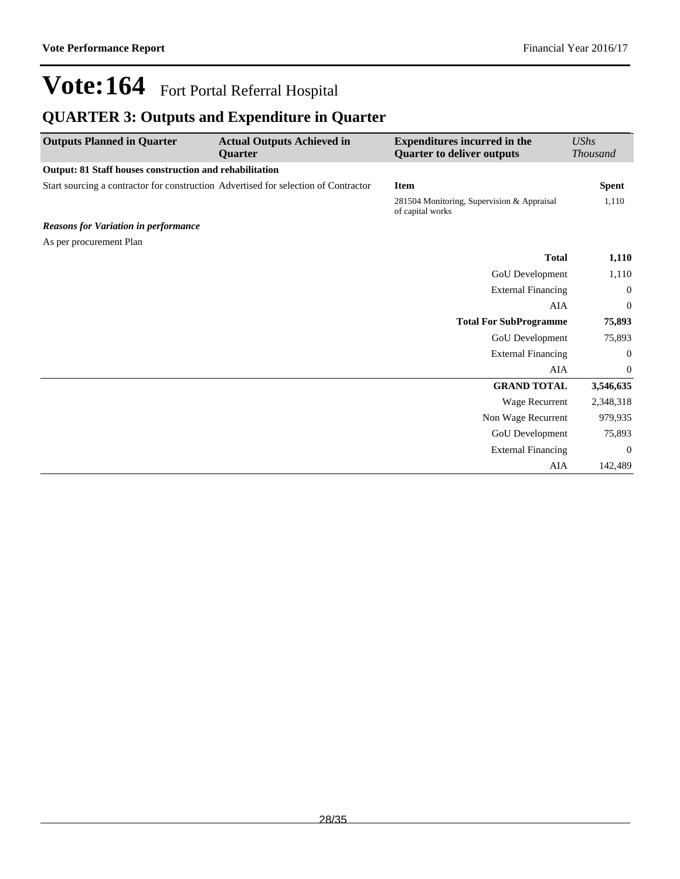# Vote:164 Fort Portal Referral Hospital

## QUARTER 3: Outputs and Expenditure in Quarter

| Outputs Planned in Quarter | Actual Outputs Achieved in Quarter | Expenditures incurred in the Quarter to deliver outputs | *UShs Thousand* |
|---|---|---|---|
| **Output: 81 Staff houses construction and rehabilitation** | | | |
| Start sourcing a contractor for construction | Advertised for selection of Contractor | **Item** | **Spent** |
| | | 281504 Monitoring, Supervision & Appraisal of capital works | 1,110 |
| ***Reasons for Variation in performance*** | | | |
| As per procurement Plan | | | |
| | | **Total** | **1,110** |
| | | GoU Development | 1,110 |
| | | External Financing | 0 |
| | | AIA | 0 |
| | | **Total For SubProgramme** | **75,893** |
| | | GoU Development | 75,893 |
| | | External Financing | 0 |
| | | AIA | 0 |
| | | **GRAND TOTAL** | **3,546,635** |
| | | Wage Recurrent | 2,348,318 |
| | | Non Wage Recurrent | 979,935 |
| | | GoU Development | 75,893 |
| | | External Financing | 0 |
| | | AIA | 142,489 |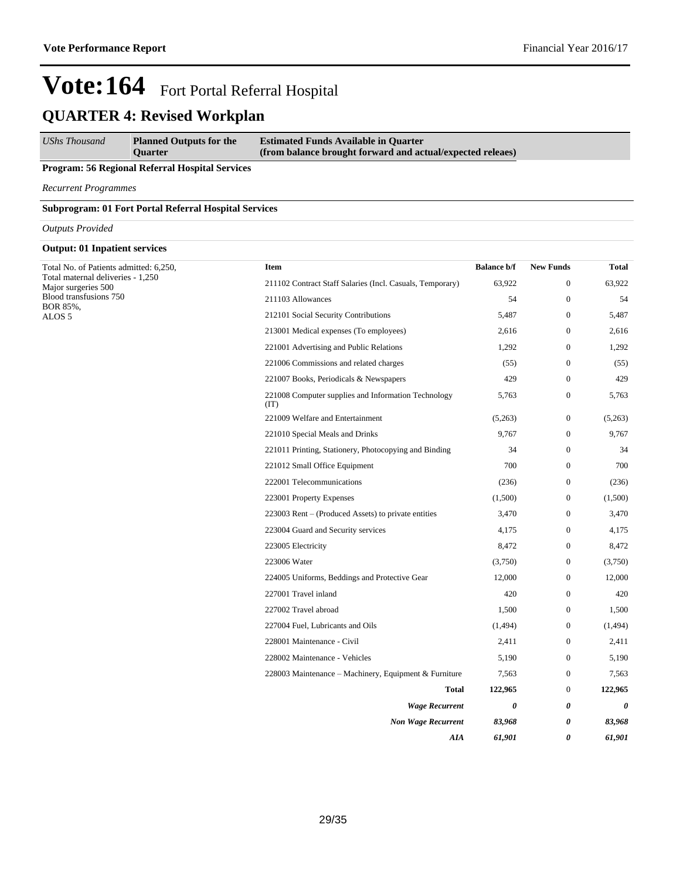# Vote:164 Fort Portal Referral Hospital

## QUARTER 4: Revised Workplan

| *UShs Thousand* | **Planned Outputs for the Quarter** | **Estimated Funds Available in Quarter (from balance brought forward and actual/expected releaes)** |
|---|---|---|

**Program: 56 Regional Referral Hospital Services**

*Recurrent Programmes*

**Subprogram: 01 Fort Portal Referral Hospital Services**

*Outputs Provided*

**Output: 01 Inpatient services**

| Planned Outputs | Item | Balance b/f | New Funds | Total |
|---|---|---|---|---|
| Total No. of Patients admitted: 6,250,<br>Total maternal deliveries - 1,250<br>Major surgeries 500<br>Blood transfusions 750<br>BOR 85%,<br>ALOS 5 | 211102 Contract Staff Salaries (Incl. Casuals, Temporary) | 63,922 | 0 | 63,922 |
| | 211103 Allowances | 54 | 0 | 54 |
| | 212101 Social Security Contributions | 5,487 | 0 | 5,487 |
| | 213001 Medical expenses (To employees) | 2,616 | 0 | 2,616 |
| | 221001 Advertising and Public Relations | 1,292 | 0 | 1,292 |
| | 221006 Commissions and related charges | (55) | 0 | (55) |
| | 221007 Books, Periodicals & Newspapers | 429 | 0 | 429 |
| | 221008 Computer supplies and Information Technology (IT) | 5,763 | 0 | 5,763 |
| | 221009 Welfare and Entertainment | (5,263) | 0 | (5,263) |
| | 221010 Special Meals and Drinks | 9,767 | 0 | 9,767 |
| | 221011 Printing, Stationery, Photocopying and Binding | 34 | 0 | 34 |
| | 221012 Small Office Equipment | 700 | 0 | 700 |
| | 222001 Telecommunications | (236) | 0 | (236) |
| | 223001 Property Expenses | (1,500) | 0 | (1,500) |
| | 223003 Rent – (Produced Assets) to private entities | 3,470 | 0 | 3,470 |
| | 223004 Guard and Security services | 4,175 | 0 | 4,175 |
| | 223005 Electricity | 8,472 | 0 | 8,472 |
| | 223006 Water | (3,750) | 0 | (3,750) |
| | 224005 Uniforms, Beddings and Protective Gear | 12,000 | 0 | 12,000 |
| | 227001 Travel inland | 420 | 0 | 420 |
| | 227002 Travel abroad | 1,500 | 0 | 1,500 |
| | 227004 Fuel, Lubricants and Oils | (1,494) | 0 | (1,494) |
| | 228001 Maintenance - Civil | 2,411 | 0 | 2,411 |
| | 228002 Maintenance - Vehicles | 5,190 | 0 | 5,190 |
| | 228003 Maintenance – Machinery, Equipment & Furniture | 7,563 | 0 | 7,563 |
| | **Total** | **122,965** | 0 | **122,965** |
| | ***Wage Recurrent*** | ***0*** | ***0*** | ***0*** |
| | ***Non Wage Recurrent*** | ***83,968*** | ***0*** | ***83,968*** |
| | ***AIA*** | ***61,901*** | ***0*** | ***61,901*** |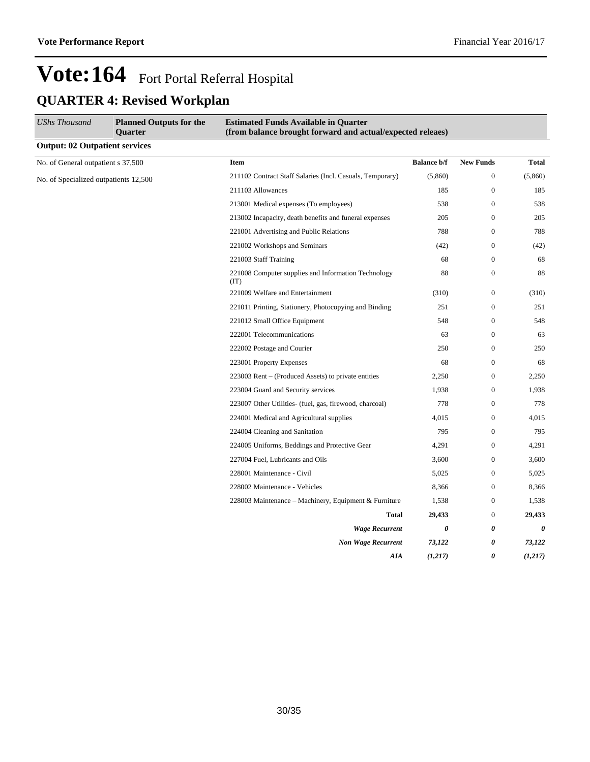# Vote:164 Fort Portal Referral Hospital

## QUARTER 4: Revised Workplan

| *UShs Thousand* | **Planned Outputs for the Quarter** | **Estimated Funds Available in Quarter (from balance brought forward and actual/expected releaes)** | | | |
|---|---|---|---|---|---|
| **Output: 02 Outpatient services** | | | | | |
| No. of General outpatient s 37,500 | | **Item** | **Balance b/f** | **New Funds** | **Total** |
| No. of Specialized outpatients 12,500 | | 211102 Contract Staff Salaries (Incl. Casuals, Temporary) | (5,860) | 0 | (5,860) |
| | | 211103 Allowances | 185 | 0 | 185 |
| | | 213001 Medical expenses (To employees) | 538 | 0 | 538 |
| | | 213002 Incapacity, death benefits and funeral expenses | 205 | 0 | 205 |
| | | 221001 Advertising and Public Relations | 788 | 0 | 788 |
| | | 221002 Workshops and Seminars | (42) | 0 | (42) |
| | | 221003 Staff Training | 68 | 0 | 68 |
| | | 221008 Computer supplies and Information Technology (IT) | 88 | 0 | 88 |
| | | 221009 Welfare and Entertainment | (310) | 0 | (310) |
| | | 221011 Printing, Stationery, Photocopying and Binding | 251 | 0 | 251 |
| | | 221012 Small Office Equipment | 548 | 0 | 548 |
| | | 222001 Telecommunications | 63 | 0 | 63 |
| | | 222002 Postage and Courier | 250 | 0 | 250 |
| | | 223001 Property Expenses | 68 | 0 | 68 |
| | | 223003 Rent – (Produced Assets) to private entities | 2,250 | 0 | 2,250 |
| | | 223004 Guard and Security services | 1,938 | 0 | 1,938 |
| | | 223007 Other Utilities- (fuel, gas, firewood, charcoal) | 778 | 0 | 778 |
| | | 224001 Medical and Agricultural supplies | 4,015 | 0 | 4,015 |
| | | 224004 Cleaning and Sanitation | 795 | 0 | 795 |
| | | 224005 Uniforms, Beddings and Protective Gear | 4,291 | 0 | 4,291 |
| | | 227004 Fuel, Lubricants and Oils | 3,600 | 0 | 3,600 |
| | | 228001 Maintenance - Civil | 5,025 | 0 | 5,025 |
| | | 228002 Maintenance - Vehicles | 8,366 | 0 | 8,366 |
| | | 228003 Maintenance – Machinery, Equipment & Furniture | 1,538 | 0 | 1,538 |
| | | **Total** | **29,433** | 0 | **29,433** |
| | | ***Wage Recurrent*** | ***0*** | ***0*** | ***0*** |
| | | ***Non Wage Recurrent*** | ***73,122*** | ***0*** | ***73,122*** |
| | | ***AIA*** | ***(1,217)*** | ***0*** | ***(1,217)*** |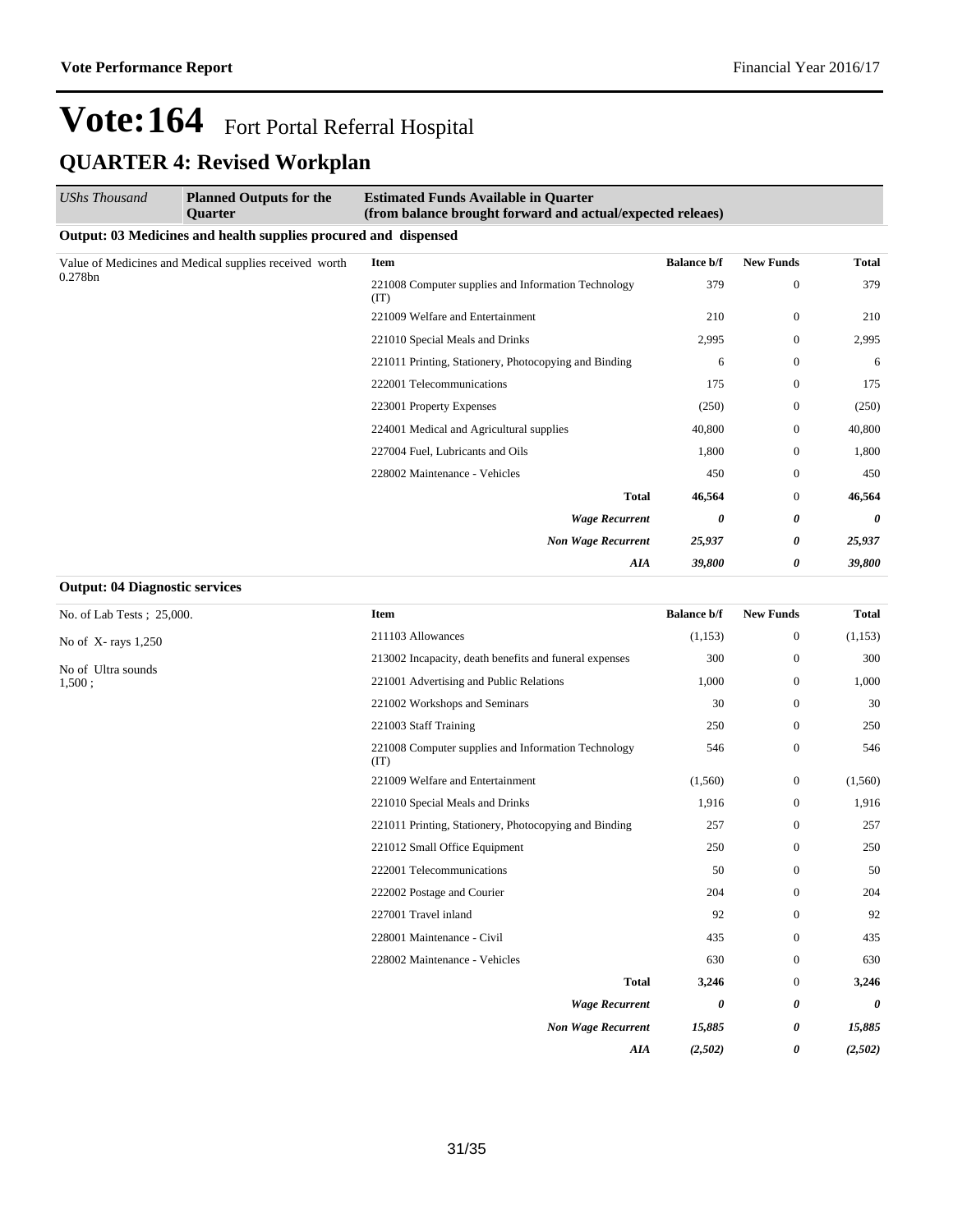# Vote:164 Fort Portal Referral Hospital

## QUARTER 4: Revised Workplan

| *UShs Thousand* | **Planned Outputs for the Quarter** | **Estimated Funds Available in Quarter (from balance brought forward and actual/expected releaes)** | | | |
|---|---|---|---|---|---|

**Output: 03 Medicines and health supplies procured and dispensed**

| Planned Outputs | Item | Balance b/f | New Funds | Total |
|---|---|---|---|---|
| Value of Medicines and Medical supplies received worth 0.278bn | 221008 Computer supplies and Information Technology (IT) | 379 | 0 | 379 |
| | 221009 Welfare and Entertainment | 210 | 0 | 210 |
| | 221010 Special Meals and Drinks | 2,995 | 0 | 2,995 |
| | 221011 Printing, Stationery, Photocopying and Binding | 6 | 0 | 6 |
| | 222001 Telecommunications | 175 | 0 | 175 |
| | 223001 Property Expenses | (250) | 0 | (250) |
| | 224001 Medical and Agricultural supplies | 40,800 | 0 | 40,800 |
| | 227004 Fuel, Lubricants and Oils | 1,800 | 0 | 1,800 |
| | 228002 Maintenance - Vehicles | 450 | 0 | 450 |
| | **Total** | **46,564** | 0 | **46,564** |
| | ***Wage Recurrent*** | ***0*** | ***0*** | ***0*** |
| | ***Non Wage Recurrent*** | ***25,937*** | ***0*** | ***25,937*** |
| | ***AIA*** | ***39,800*** | ***0*** | ***39,800*** |

**Output: 04 Diagnostic services**

| Planned Outputs | Item | Balance b/f | New Funds | Total |
|---|---|---|---|---|
| No. of Lab Tests ; 25,000. | 211103 Allowances | (1,153) | 0 | (1,153) |
| No of X- rays 1,250 | 213002 Incapacity, death benefits and funeral expenses | 300 | 0 | 300 |
| No of Ultra sounds 1,500 ; | 221001 Advertising and Public Relations | 1,000 | 0 | 1,000 |
| | 221002 Workshops and Seminars | 30 | 0 | 30 |
| | 221003 Staff Training | 250 | 0 | 250 |
| | 221008 Computer supplies and Information Technology (IT) | 546 | 0 | 546 |
| | 221009 Welfare and Entertainment | (1,560) | 0 | (1,560) |
| | 221010 Special Meals and Drinks | 1,916 | 0 | 1,916 |
| | 221011 Printing, Stationery, Photocopying and Binding | 257 | 0 | 257 |
| | 221012 Small Office Equipment | 250 | 0 | 250 |
| | 222001 Telecommunications | 50 | 0 | 50 |
| | 222002 Postage and Courier | 204 | 0 | 204 |
| | 227001 Travel inland | 92 | 0 | 92 |
| | 228001 Maintenance - Civil | 435 | 0 | 435 |
| | 228002 Maintenance - Vehicles | 630 | 0 | 630 |
| | **Total** | **3,246** | 0 | **3,246** |
| | ***Wage Recurrent*** | ***0*** | ***0*** | ***0*** |
| | ***Non Wage Recurrent*** | ***15,885*** | ***0*** | ***15,885*** |
| | ***AIA*** | ***(2,502)*** | ***0*** | ***(2,502)*** |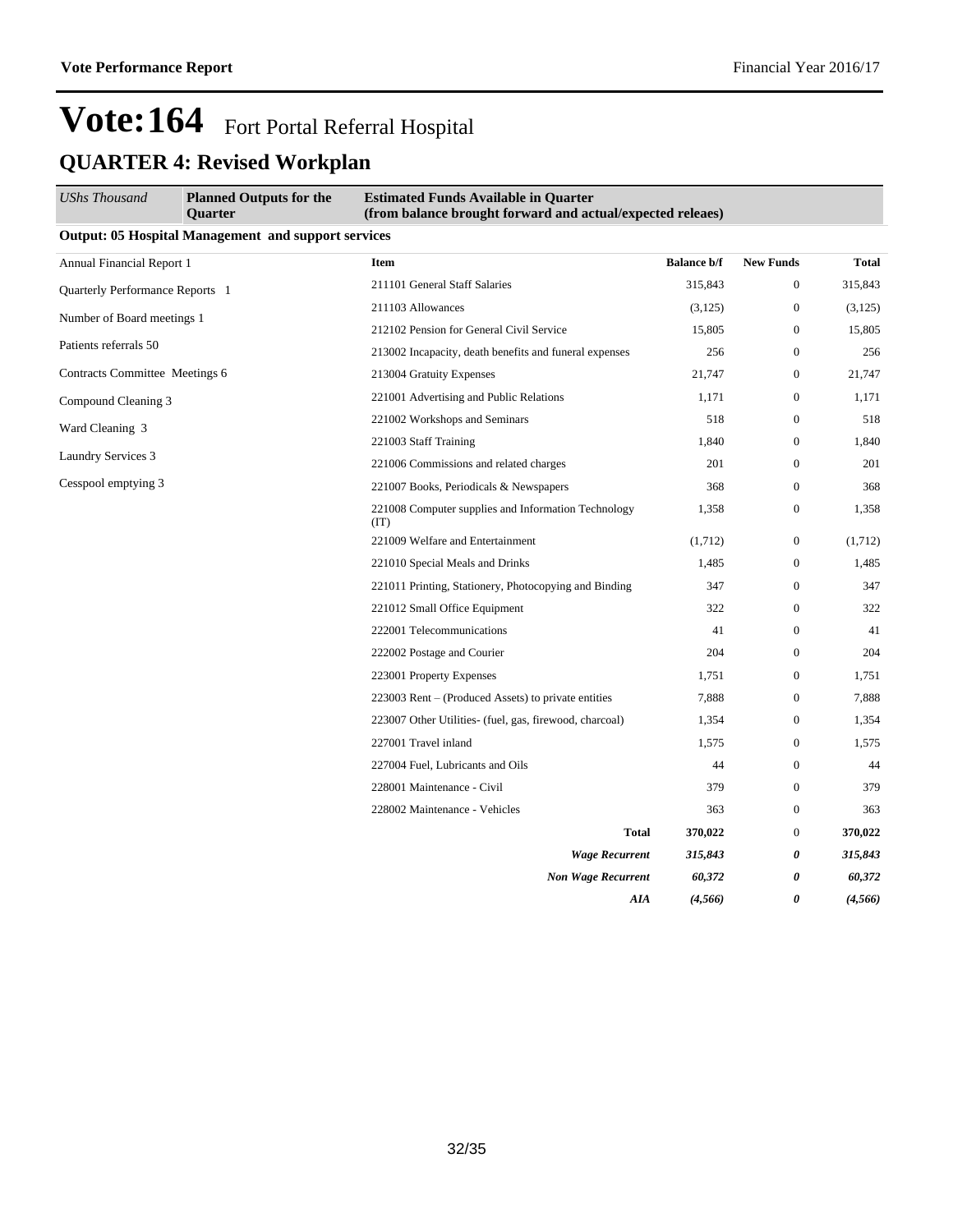# Vote:164 Fort Portal Referral Hospital

## QUARTER 4: Revised Workplan

| UShs Thousand | Planned Outputs for the Quarter | Estimated Funds Available in Quarter (from balance brought forward and actual/expected releaes) | | | |
|---|---|---|---|---|---|

**Output: 05 Hospital Management and support services**

| Planned Outputs | Item | Balance b/f | New Funds | Total |
|---|---|---|---|---|
| Annual Financial Report 1 | 211101 General Staff Salaries | 315,843 | 0 | 315,843 |
| Quarterly Performance Reports 1 | 211103 Allowances | (3,125) | 0 | (3,125) |
| Number of Board meetings 1 | 212102 Pension for General Civil Service | 15,805 | 0 | 15,805 |
| Patients referrals 50 | 213002 Incapacity, death benefits and funeral expenses | 256 | 0 | 256 |
| Contracts Committee Meetings 6 | 213004 Gratuity Expenses | 21,747 | 0 | 21,747 |
| Compound Cleaning 3 | 221001 Advertising and Public Relations | 1,171 | 0 | 1,171 |
| Ward Cleaning 3 | 221002 Workshops and Seminars | 518 | 0 | 518 |
| Laundry Services 3 | 221003 Staff Training | 1,840 | 0 | 1,840 |
| Cesspool emptying 3 | 221006 Commissions and related charges | 201 | 0 | 201 |
| | 221007 Books, Periodicals & Newspapers | 368 | 0 | 368 |
| | 221008 Computer supplies and Information Technology (IT) | 1,358 | 0 | 1,358 |
| | 221009 Welfare and Entertainment | (1,712) | 0 | (1,712) |
| | 221010 Special Meals and Drinks | 1,485 | 0 | 1,485 |
| | 221011 Printing, Stationery, Photocopying and Binding | 347 | 0 | 347 |
| | 221012 Small Office Equipment | 322 | 0 | 322 |
| | 222001 Telecommunications | 41 | 0 | 41 |
| | 222002 Postage and Courier | 204 | 0 | 204 |
| | 223001 Property Expenses | 1,751 | 0 | 1,751 |
| | 223003 Rent – (Produced Assets) to private entities | 7,888 | 0 | 7,888 |
| | 223007 Other Utilities- (fuel, gas, firewood, charcoal) | 1,354 | 0 | 1,354 |
| | 227001 Travel inland | 1,575 | 0 | 1,575 |
| | 227004 Fuel, Lubricants and Oils | 44 | 0 | 44 |
| | 228001 Maintenance - Civil | 379 | 0 | 379 |
| | 228002 Maintenance - Vehicles | 363 | 0 | 363 |
| | **Total** | **370,022** | 0 | **370,022** |
| | ***Wage Recurrent*** | ***315,843*** | ***0*** | ***315,843*** |
| | ***Non Wage Recurrent*** | ***60,372*** | ***0*** | ***60,372*** |
| | ***AIA*** | ***(4,566)*** | ***0*** | ***(4,566)*** |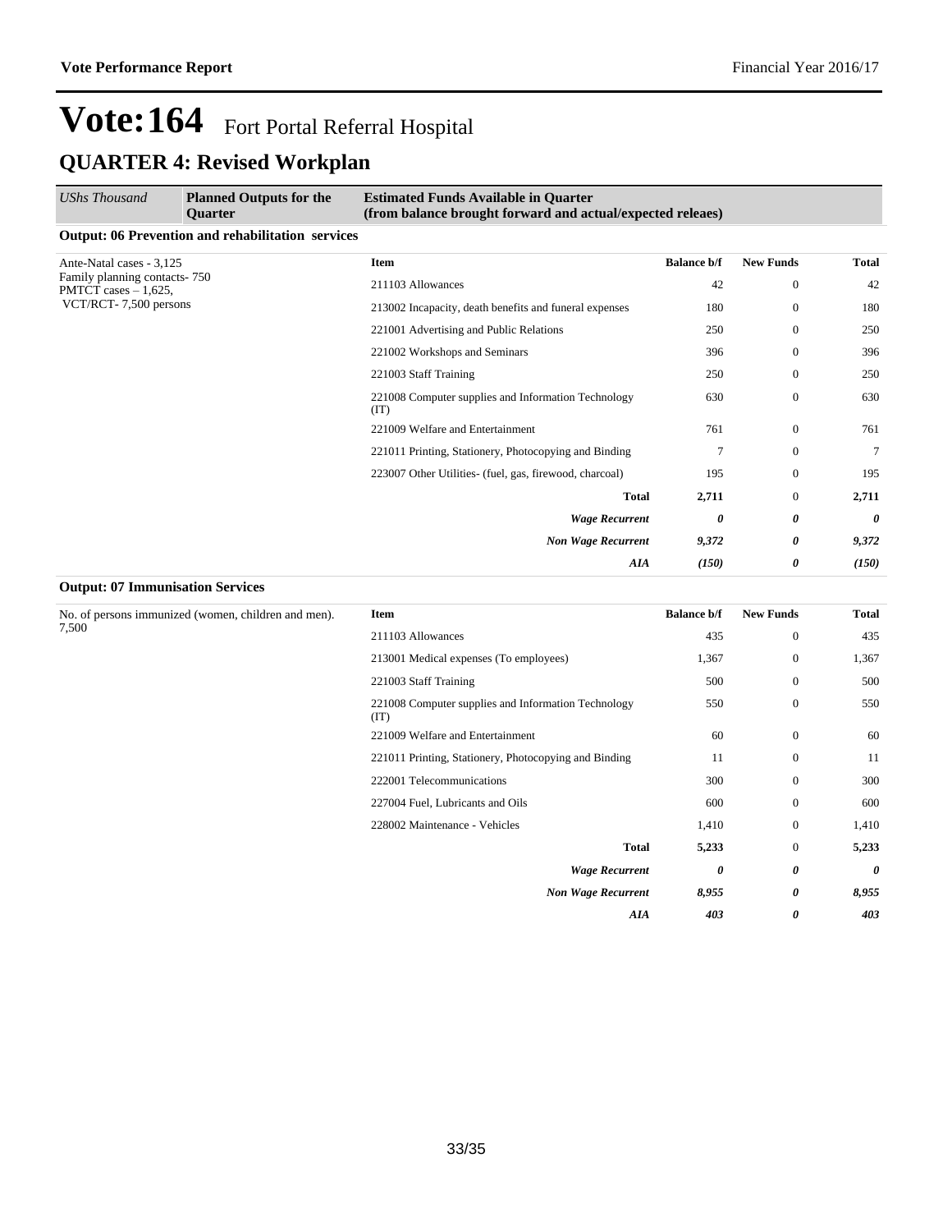# Vote:164 Fort Portal Referral Hospital

## QUARTER 4: Revised Workplan

| *UShs Thousand* | **Planned Outputs for the Quarter** | **Estimated Funds Available in Quarter (from balance brought forward and actual/expected releaes)** | | | |
|---|---|---|---|---|---|

**Output: 06 Prevention and rehabilitation services**

| Planned Outputs | Item | Balance b/f | New Funds | Total |
|---|---|---|---|---|
| Ante-Natal cases - 3,125<br>Family planning contacts- 750<br>PMTCT cases – 1,625,<br>VCT/RCT- 7,500 persons | 211103 Allowances | 42 | 0 | 42 |
| | 213002 Incapacity, death benefits and funeral expenses | 180 | 0 | 180 |
| | 221001 Advertising and Public Relations | 250 | 0 | 250 |
| | 221002 Workshops and Seminars | 396 | 0 | 396 |
| | 221003 Staff Training | 250 | 0 | 250 |
| | 221008 Computer supplies and Information Technology (IT) | 630 | 0 | 630 |
| | 221009 Welfare and Entertainment | 761 | 0 | 761 |
| | 221011 Printing, Stationery, Photocopying and Binding | 7 | 0 | 7 |
| | 223007 Other Utilities- (fuel, gas, firewood, charcoal) | 195 | 0 | 195 |
| | **Total** | **2,711** | 0 | **2,711** |
| | ***Wage Recurrent*** | ***0*** | ***0*** | ***0*** |
| | ***Non Wage Recurrent*** | ***9,372*** | ***0*** | ***9,372*** |
| | ***AIA*** | ***(150)*** | ***0*** | ***(150)*** |

**Output: 07 Immunisation Services**

| Planned Outputs | Item | Balance b/f | New Funds | Total |
|---|---|---|---|---|
| No. of persons immunized (women, children and men). 7,500 | 211103 Allowances | 435 | 0 | 435 |
| | 213001 Medical expenses (To employees) | 1,367 | 0 | 1,367 |
| | 221003 Staff Training | 500 | 0 | 500 |
| | 221008 Computer supplies and Information Technology (IT) | 550 | 0 | 550 |
| | 221009 Welfare and Entertainment | 60 | 0 | 60 |
| | 221011 Printing, Stationery, Photocopying and Binding | 11 | 0 | 11 |
| | 222001 Telecommunications | 300 | 0 | 300 |
| | 227004 Fuel, Lubricants and Oils | 600 | 0 | 600 |
| | 228002 Maintenance - Vehicles | 1,410 | 0 | 1,410 |
| | **Total** | **5,233** | 0 | **5,233** |
| | ***Wage Recurrent*** | ***0*** | ***0*** | ***0*** |
| | ***Non Wage Recurrent*** | ***8,955*** | ***0*** | ***8,955*** |
| | ***AIA*** | ***403*** | ***0*** | ***403*** |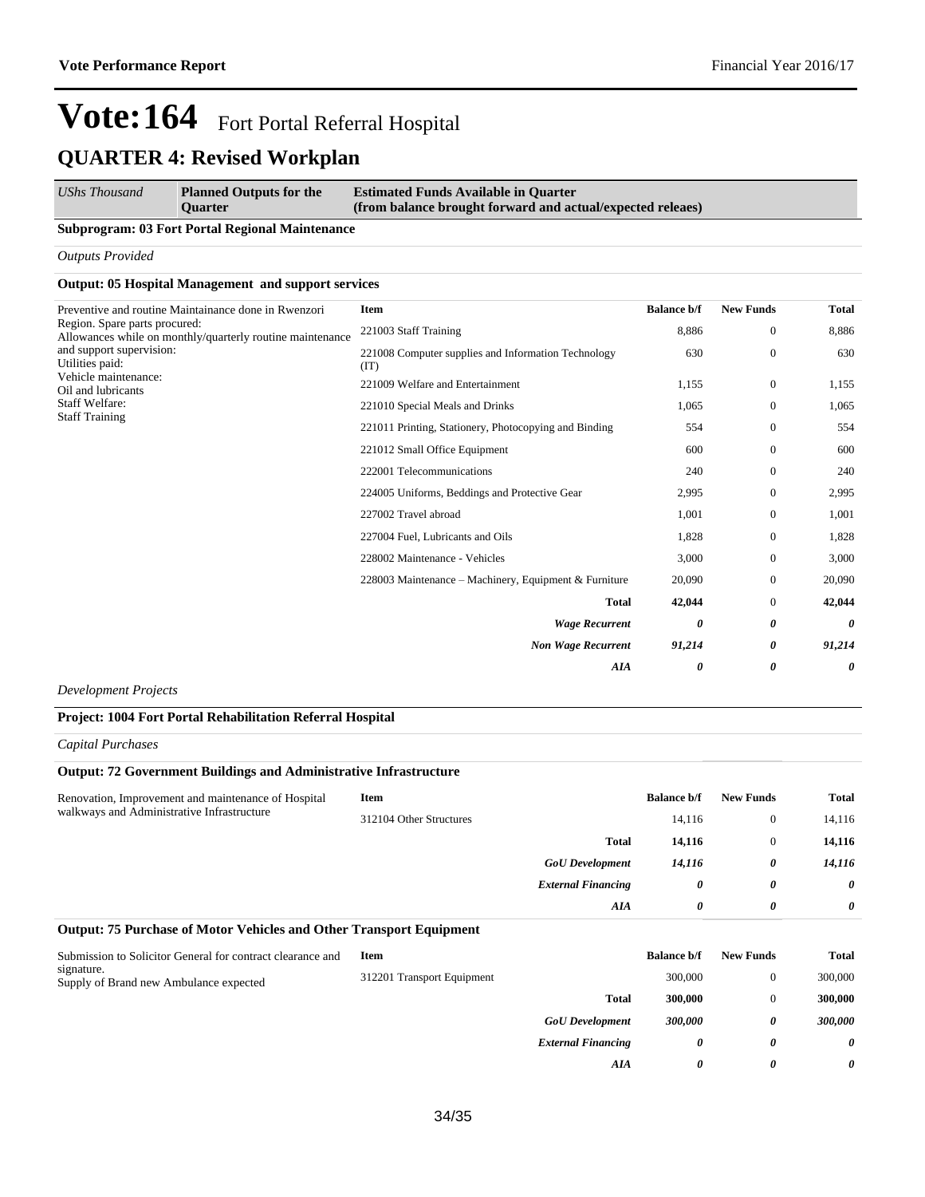# Vote:164 Fort Portal Referral Hospital

## QUARTER 4: Revised Workplan

| *UShs Thousand* | **Planned Outputs for the Quarter** | **Estimated Funds Available in Quarter (from balance brought forward and actual/expected releaes)** |
|---|---|---|

**Subprogram: 03 Fort Portal Regional Maintenance**

*Outputs Provided*

**Output: 05 Hospital Management and support services**

Preventive and routine Maintainance done in Rwenzori Region. Spare parts procured:
Allowances while on monthly/quarterly routine maintenance and support supervision:
Utilities paid:
Vehicle maintenance:
Oil and lubricants
Staff Welfare:
Staff Training

| Item | Balance b/f | New Funds | Total |
|---|---|---|---|
| 221003 Staff Training | 8,886 | 0 | 8,886 |
| 221008 Computer supplies and Information Technology (IT) | 630 | 0 | 630 |
| 221009 Welfare and Entertainment | 1,155 | 0 | 1,155 |
| 221010 Special Meals and Drinks | 1,065 | 0 | 1,065 |
| 221011 Printing, Stationery, Photocopying and Binding | 554 | 0 | 554 |
| 221012 Small Office Equipment | 600 | 0 | 600 |
| 222001 Telecommunications | 240 | 0 | 240 |
| 224005 Uniforms, Beddings and Protective Gear | 2,995 | 0 | 2,995 |
| 227002 Travel abroad | 1,001 | 0 | 1,001 |
| 227004 Fuel, Lubricants and Oils | 1,828 | 0 | 1,828 |
| 228002 Maintenance - Vehicles | 3,000 | 0 | 3,000 |
| 228003 Maintenance – Machinery, Equipment & Furniture | 20,090 | 0 | 20,090 |
| **Total** | **42,044** | 0 | **42,044** |
| ***Wage Recurrent*** | ***0*** | ***0*** | ***0*** |
| ***Non Wage Recurrent*** | ***91,214*** | ***0*** | ***91,214*** |
| ***AIA*** | ***0*** | ***0*** | ***0*** |

*Development Projects*

**Project: 1004 Fort Portal Rehabilitation Referral Hospital**

*Capital Purchases*

**Output: 72 Government Buildings and Administrative Infrastructure**

Renovation, Improvement and maintenance of Hospital walkways and Administrative Infrastructure

| Item | Balance b/f | New Funds | Total |
|---|---|---|---|
| 312104 Other Structures | 14,116 | 0 | 14,116 |
| **Total** | **14,116** | 0 | **14,116** |
| ***GoU Development*** | ***14,116*** | ***0*** | ***14,116*** |
| ***External Financing*** | ***0*** | ***0*** | ***0*** |
| ***AIA*** | ***0*** | ***0*** | ***0*** |

**Output: 75 Purchase of Motor Vehicles and Other Transport Equipment**

Submission to Solicitor General for contract clearance and signature.
Supply of Brand new Ambulance expected

| Item | Balance b/f | New Funds | Total |
|---|---|---|---|
| 312201 Transport Equipment | 300,000 | 0 | 300,000 |
| **Total** | **300,000** | 0 | **300,000** |
| ***GoU Development*** | ***300,000*** | ***0*** | ***300,000*** |
| ***External Financing*** | ***0*** | ***0*** | ***0*** |
| ***AIA*** | ***0*** | ***0*** | ***0*** |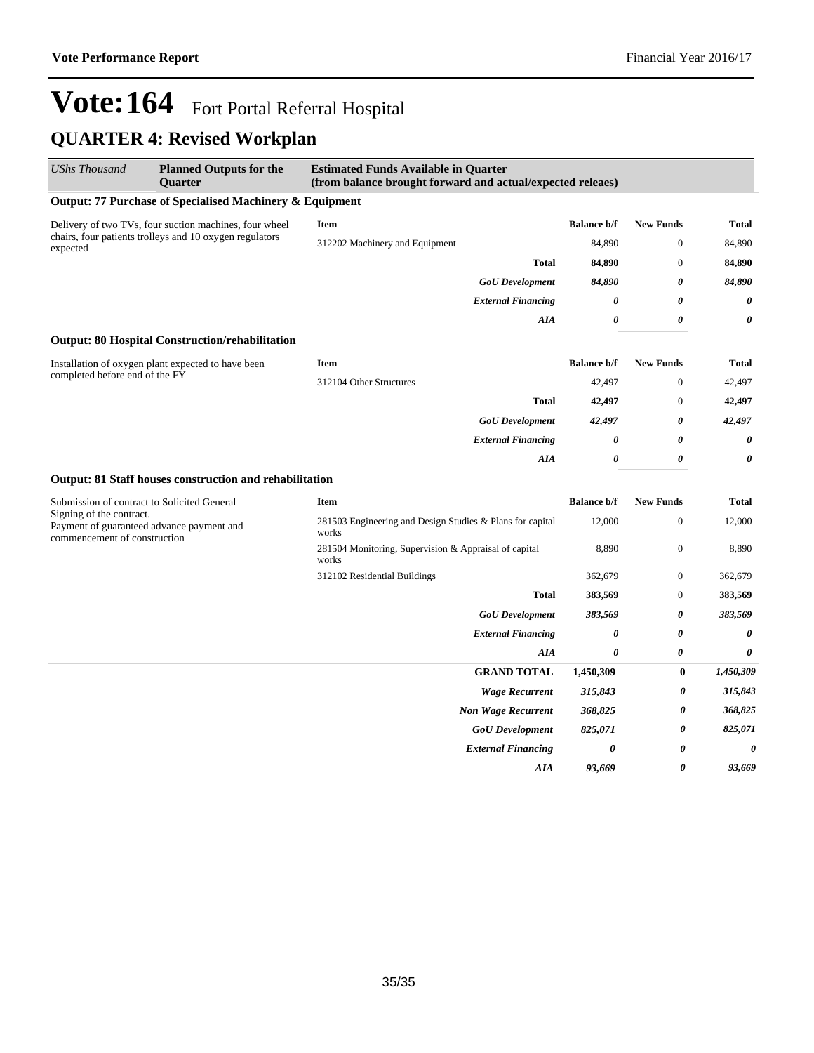# Vote:164 Fort Portal Referral Hospital

## QUARTER 4: Revised Workplan

| *UShs Thousand* | **Planned Outputs for the Quarter** | **Estimated Funds Available in Quarter (from balance brought forward and actual/expected releaes)** | | | |
|---|---|---|---|---|---|
| **Output: 77 Purchase of Specialised Machinery & Equipment** | | | | | |
| Delivery of two TVs, four suction machines, four wheel chairs, four patients trolleys and 10 oxygen regulators expected | | **Item** | **Balance b/f** | **New Funds** | **Total** |
| | | 312202 Machinery and Equipment | 84,890 | 0 | 84,890 |
| | | **Total** | **84,890** | 0 | **84,890** |
| | | ***GoU Development*** | ***84,890*** | ***0*** | ***84,890*** |
| | | ***External Financing*** | ***0*** | ***0*** | ***0*** |
| | | ***AIA*** | ***0*** | ***0*** | ***0*** |
| **Output: 80 Hospital Construction/rehabilitation** | | | | | |
| Installation of oxygen plant expected to have been completed before end of the FY | | **Item** | **Balance b/f** | **New Funds** | **Total** |
| | | 312104 Other Structures | 42,497 | 0 | 42,497 |
| | | **Total** | **42,497** | 0 | **42,497** |
| | | ***GoU Development*** | ***42,497*** | ***0*** | ***42,497*** |
| | | ***External Financing*** | ***0*** | ***0*** | ***0*** |
| | | ***AIA*** | ***0*** | ***0*** | ***0*** |
| **Output: 81 Staff houses construction and rehabilitation** | | | | | |
| Submission of contract to Solicited General<br>Signing of the contract.<br>Payment of guaranteed advance payment and commencement of construction | | **Item** | **Balance b/f** | **New Funds** | **Total** |
| | | 281503 Engineering and Design Studies & Plans for capital works | 12,000 | 0 | 12,000 |
| | | 281504 Monitoring, Supervision & Appraisal of capital works | 8,890 | 0 | 8,890 |
| | | 312102 Residential Buildings | 362,679 | 0 | 362,679 |
| | | **Total** | **383,569** | 0 | **383,569** |
| | | ***GoU Development*** | ***383,569*** | ***0*** | ***383,569*** |
| | | ***External Financing*** | ***0*** | ***0*** | ***0*** |
| | | ***AIA*** | ***0*** | ***0*** | ***0*** |
| | | **GRAND TOTAL** | **1,450,309** | **0** | ***1,450,309*** |
| | | ***Wage Recurrent*** | ***315,843*** | ***0*** | ***315,843*** |
| | | ***Non Wage Recurrent*** | ***368,825*** | ***0*** | ***368,825*** |
| | | ***GoU Development*** | ***825,071*** | ***0*** | ***825,071*** |
| | | ***External Financing*** | ***0*** | ***0*** | ***0*** |
| | | ***AIA*** | ***93,669*** | ***0*** | ***93,669*** |